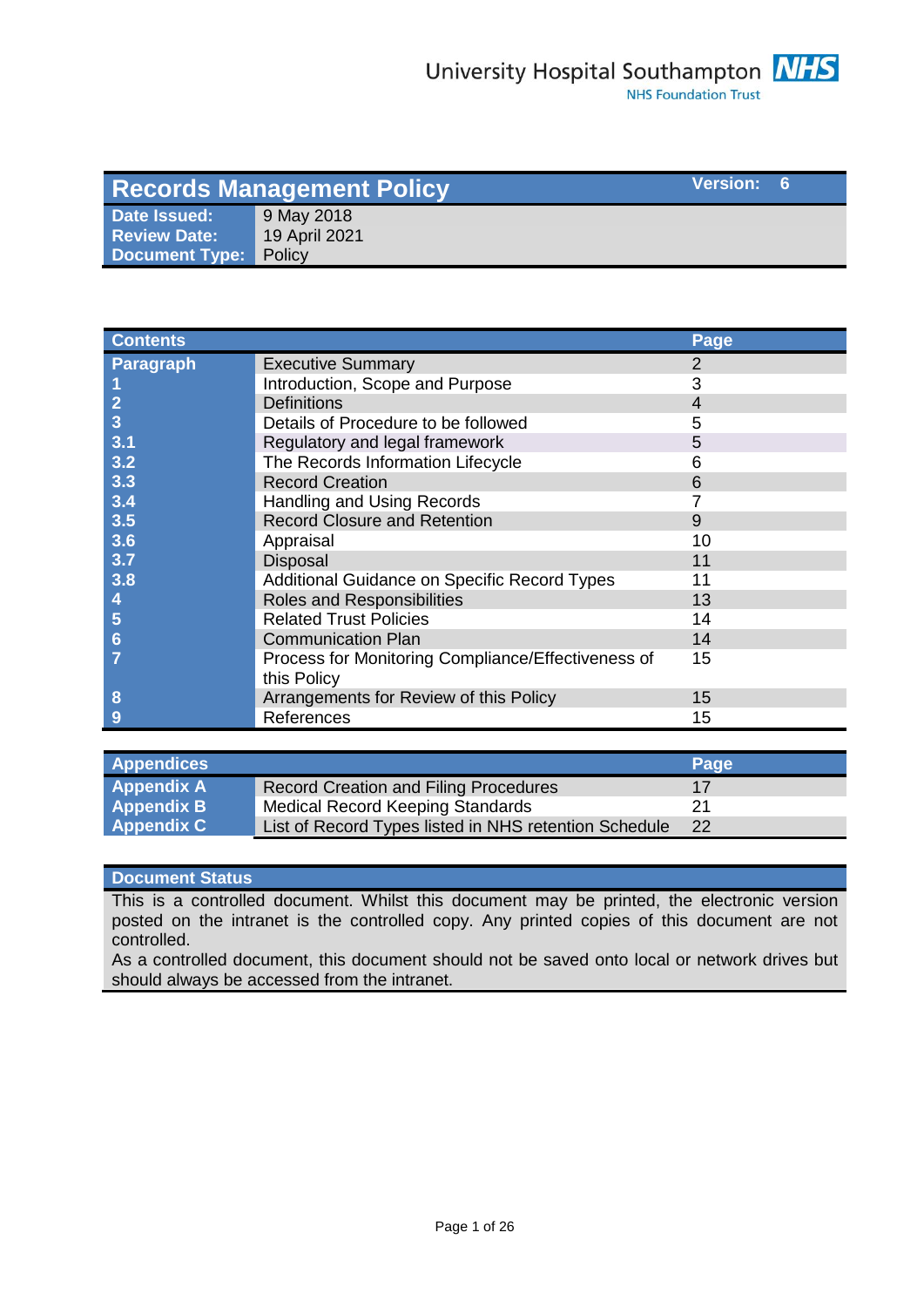University Hospital Southampton NHS Foundation Trust

| Records Management Policy | | Version: 6 |
|---|---|---|
| **Date Issued:** | 9 May 2018 | |
| **Review Date:** | 19 April 2021 | |
| **Document Type:** | Policy | |

| Contents | | Page |
|---|---|---|
| **Paragraph** | Executive Summary | 2 |
| **1** | Introduction, Scope and Purpose | 3 |
| **2** | Definitions | 4 |
| **3** | Details of Procedure to be followed | 5 |
| **3.1** | Regulatory and legal framework | 5 |
| **3.2** | The Records Information Lifecycle | 6 |
| **3.3** | Record Creation | 6 |
| **3.4** | Handling and Using Records | 7 |
| **3.5** | Record Closure and Retention | 9 |
| **3.6** | Appraisal | 10 |
| **3.7** | Disposal | 11 |
| **3.8** | Additional Guidance on Specific Record Types | 11 |
| **4** | Roles and Responsibilities | 13 |
| **5** | Related Trust Policies | 14 |
| **6** | Communication Plan | 14 |
| **7** | Process for Monitoring Compliance/Effectiveness of this Policy | 15 |
| **8** | Arrangements for Review of this Policy | 15 |
| **9** | References | 15 |

| Appendices | | Page |
|---|---|---|
| **Appendix A** | Record Creation and Filing Procedures | 17 |
| **Appendix B** | Medical Record Keeping Standards | 21 |
| **Appendix C** | List of Record Types listed in NHS retention Schedule | 22 |

## Document Status

This is a controlled document. Whilst this document may be printed, the electronic version posted on the intranet is the controlled copy. Any printed copies of this document are not controlled.

As a controlled document, this document should not be saved onto local or network drives but should always be accessed from the intranet.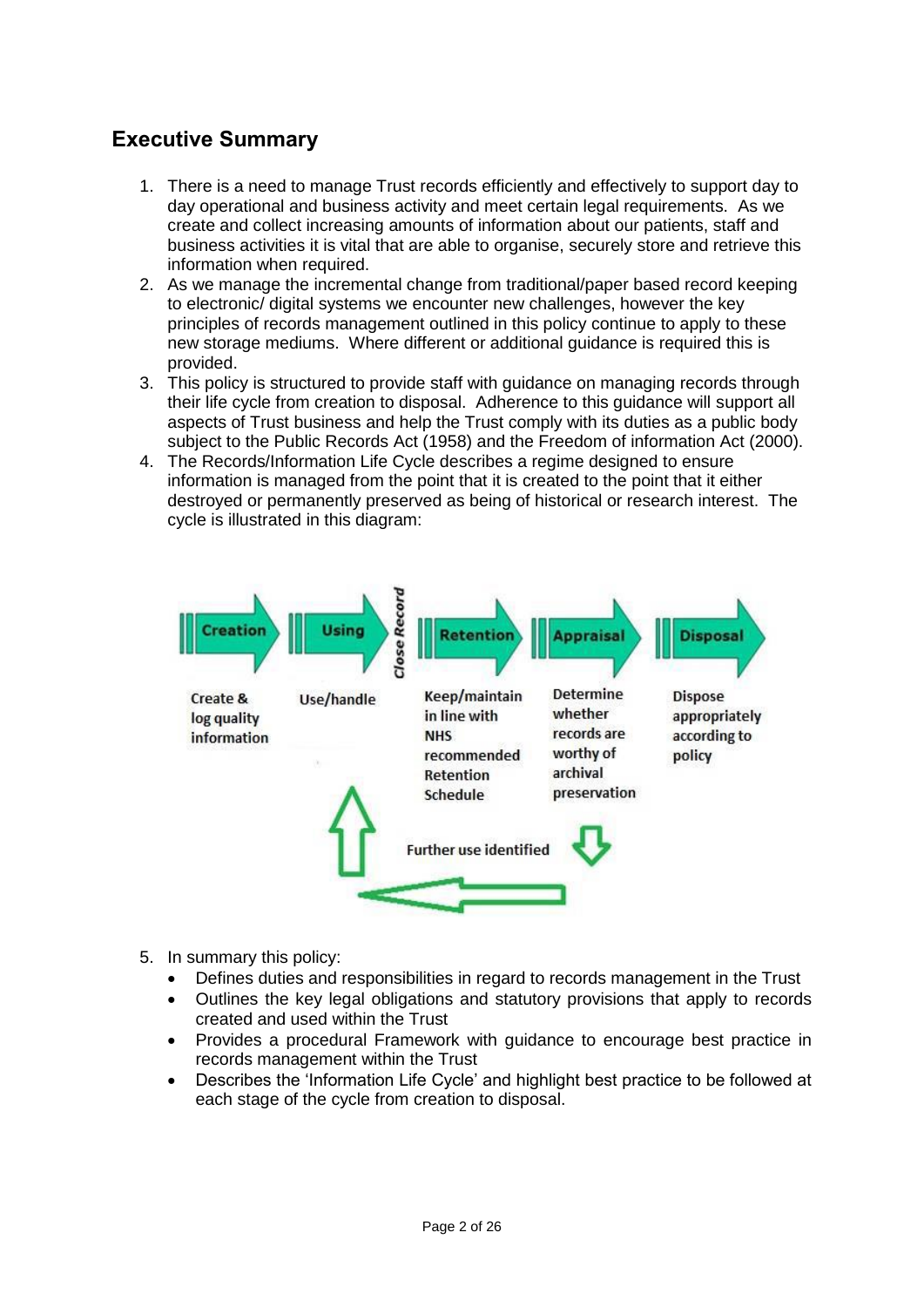## Executive Summary

1. There is a need to manage Trust records efficiently and effectively to support day to day operational and business activity and meet certain legal requirements. As we create and collect increasing amounts of information about our patients, staff and business activities it is vital that are able to organise, securely store and retrieve this information when required.
2. As we manage the incremental change from traditional/paper based record keeping to electronic/ digital systems we encounter new challenges, however the key principles of records management outlined in this policy continue to apply to these new storage mediums. Where different or additional guidance is required this is provided.
3. This policy is structured to provide staff with guidance on managing records through their life cycle from creation to disposal. Adherence to this guidance will support all aspects of Trust business and help the Trust comply with its duties as a public body subject to the Public Records Act (1958) and the Freedom of information Act (2000).
4. The Records/Information Life Cycle describes a regime designed to ensure information is managed from the point that it is created to the point that it either destroyed or permanently preserved as being of historical or research interest. The cycle is illustrated in this diagram:

| Creation | Using | *Close Record* | Retention | Appraisal | Disposal |
|---|---|---|---|---|---|
| Create & log quality information | Use/handle | | Keep/maintain in line with NHS recommended Retention Schedule | Determine whether records are worthy of archival preservation | Dispose appropriately according to policy |

Further use identified

5. In summary this policy:
   - Defines duties and responsibilities in regard to records management in the Trust
   - Outlines the key legal obligations and statutory provisions that apply to records created and used within the Trust
   - Provides a procedural Framework with guidance to encourage best practice in records management within the Trust
   - Describes the 'Information Life Cycle' and highlight best practice to be followed at each stage of the cycle from creation to disposal.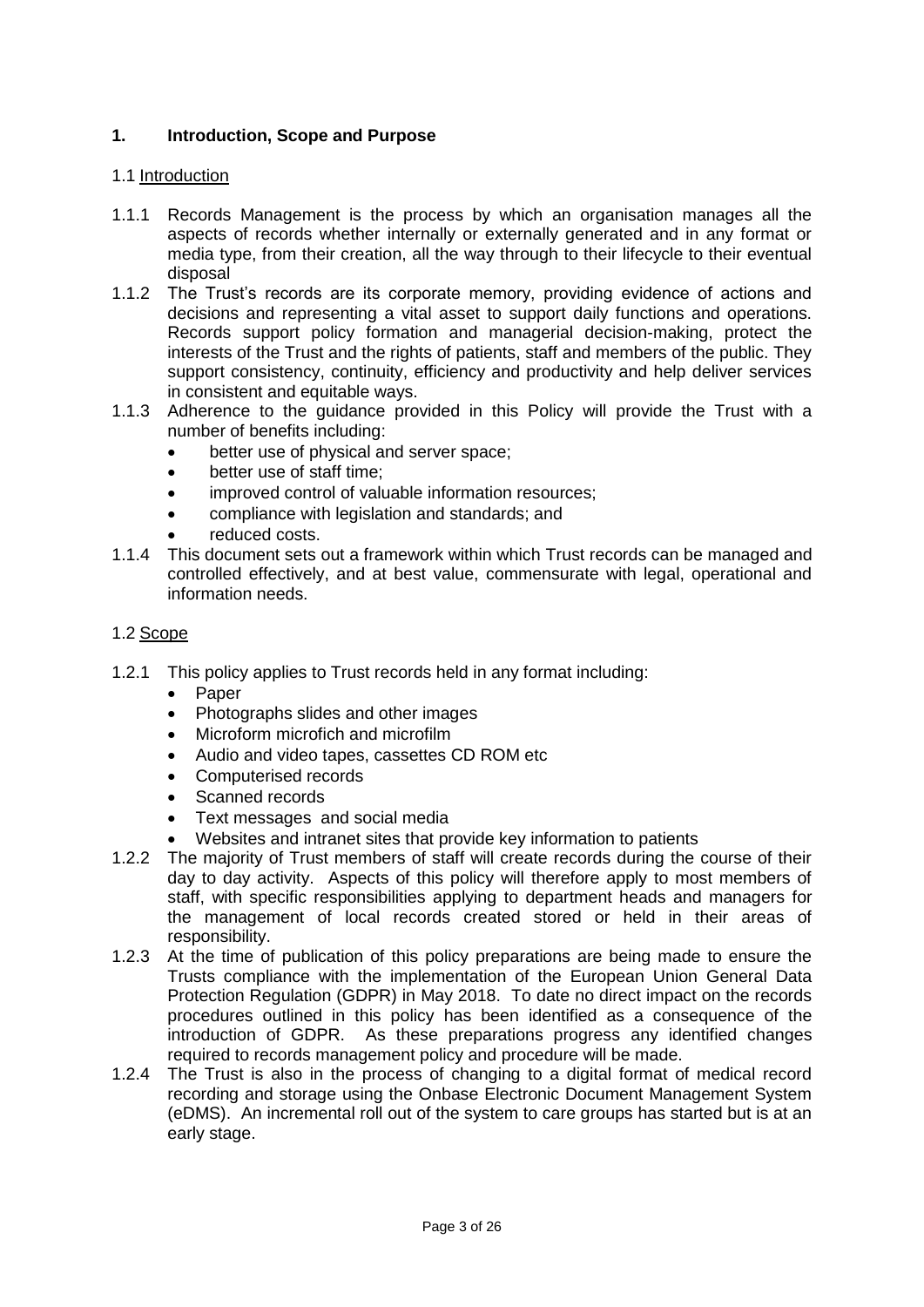## 1. Introduction, Scope and Purpose

### 1.1 Introduction

1.1.1 Records Management is the process by which an organisation manages all the aspects of records whether internally or externally generated and in any format or media type, from their creation, all the way through to their lifecycle to their eventual disposal

1.1.2 The Trust's records are its corporate memory, providing evidence of actions and decisions and representing a vital asset to support daily functions and operations. Records support policy formation and managerial decision-making, protect the interests of the Trust and the rights of patients, staff and members of the public. They support consistency, continuity, efficiency and productivity and help deliver services in consistent and equitable ways.

1.1.3 Adherence to the guidance provided in this Policy will provide the Trust with a number of benefits including:

- better use of physical and server space;
- better use of staff time;
- improved control of valuable information resources;
- compliance with legislation and standards; and
- reduced costs.

1.1.4 This document sets out a framework within which Trust records can be managed and controlled effectively, and at best value, commensurate with legal, operational and information needs.

### 1.2 Scope

1.2.1 This policy applies to Trust records held in any format including:

- Paper
- Photographs slides and other images
- Microform microfich and microfilm
- Audio and video tapes, cassettes CD ROM etc
- Computerised records
- Scanned records
- Text messages and social media
- Websites and intranet sites that provide key information to patients

1.2.2 The majority of Trust members of staff will create records during the course of their day to day activity. Aspects of this policy will therefore apply to most members of staff, with specific responsibilities applying to department heads and managers for the management of local records created stored or held in their areas of responsibility.

1.2.3 At the time of publication of this policy preparations are being made to ensure the Trusts compliance with the implementation of the European Union General Data Protection Regulation (GDPR) in May 2018. To date no direct impact on the records procedures outlined in this policy has been identified as a consequence of the introduction of GDPR. As these preparations progress any identified changes required to records management policy and procedure will be made.

1.2.4 The Trust is also in the process of changing to a digital format of medical record recording and storage using the Onbase Electronic Document Management System (eDMS). An incremental roll out of the system to care groups has started but is at an early stage.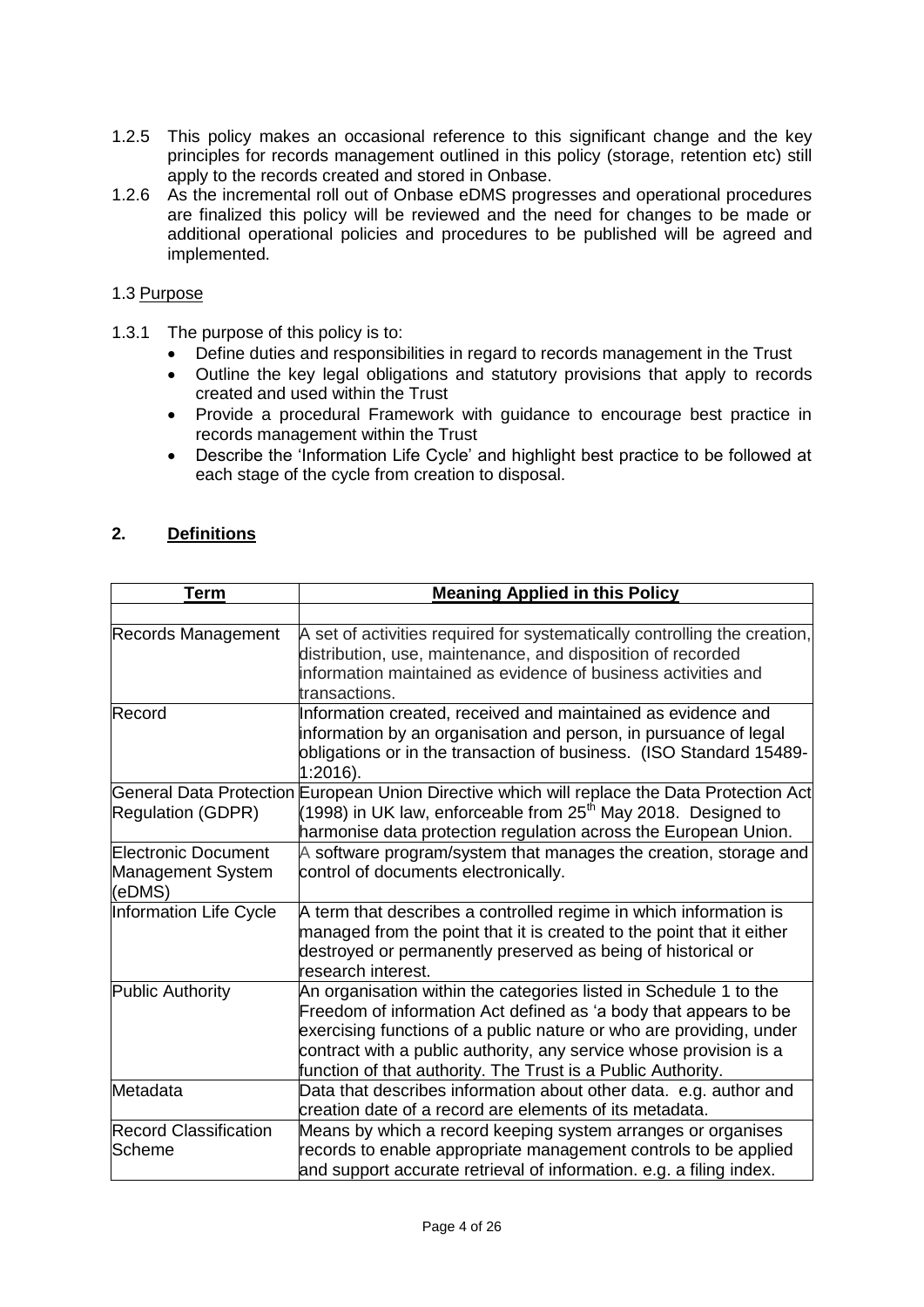1.2.5 This policy makes an occasional reference to this significant change and the key principles for records management outlined in this policy (storage, retention etc) still apply to the records created and stored in Onbase.

1.2.6 As the incremental roll out of Onbase eDMS progresses and operational procedures are finalized this policy will be reviewed and the need for changes to be made or additional operational policies and procedures to be published will be agreed and implemented.

1.3 Purpose

1.3.1 The purpose of this policy is to:

- Define duties and responsibilities in regard to records management in the Trust
- Outline the key legal obligations and statutory provisions that apply to records created and used within the Trust
- Provide a procedural Framework with guidance to encourage best practice in records management within the Trust
- Describe the 'Information Life Cycle' and highlight best practice to be followed at each stage of the cycle from creation to disposal.

## 2. Definitions

| Term | Meaning Applied in this Policy |
| --- | --- |
| | |
| Records Management | A set of activities required for systematically controlling the creation, distribution, use, maintenance, and disposition of recorded information maintained as evidence of business activities and transactions. |
| Record | Information created, received and maintained as evidence and information by an organisation and person, in pursuance of legal obligations or in the transaction of business. (ISO Standard 15489-1:2016). |
| General Data Protection Regulation (GDPR) | European Union Directive which will replace the Data Protection Act (1998) in UK law, enforceable from 25th May 2018. Designed to harmonise data protection regulation across the European Union. |
| Electronic Document Management System (eDMS) | A software program/system that manages the creation, storage and control of documents electronically. |
| Information Life Cycle | A term that describes a controlled regime in which information is managed from the point that it is created to the point that it either destroyed or permanently preserved as being of historical or research interest. |
| Public Authority | An organisation within the categories listed in Schedule 1 to the Freedom of information Act defined as 'a body that appears to be exercising functions of a public nature or who are providing, under contract with a public authority, any service whose provision is a function of that authority. The Trust is a Public Authority. |
| Metadata | Data that describes information about other data. e.g. author and creation date of a record are elements of its metadata. |
| Record Classification Scheme | Means by which a record keeping system arranges or organises records to enable appropriate management controls to be applied and support accurate retrieval of information. e.g. a filing index. |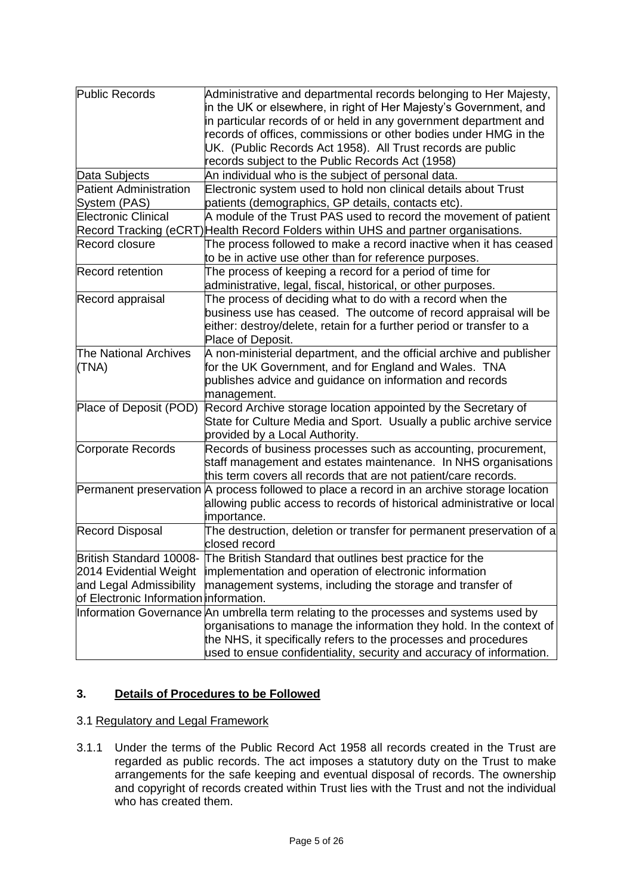| Public Records | Administrative and departmental records belonging to Her Majesty, in the UK or elsewhere, in right of Her Majesty's Government, and in particular records of or held in any government department and records of offices, commissions or other bodies under HMG in the UK. (Public Records Act 1958). All Trust records are public records subject to the Public Records Act (1958) |
|---|---|
| Data Subjects | An individual who is the subject of personal data. |
| Patient Administration System (PAS) | Electronic system used to hold non clinical details about Trust patients (demographics, GP details, contacts etc). |
| Electronic Clinical Record Tracking (eCRT) | A module of the Trust PAS used to record the movement of patient Health Record Folders within UHS and partner organisations. |
| Record closure | The process followed to make a record inactive when it has ceased to be in active use other than for reference purposes. |
| Record retention | The process of keeping a record for a period of time for administrative, legal, fiscal, historical, or other purposes. |
| Record appraisal | The process of deciding what to do with a record when the business use has ceased. The outcome of record appraisal will be either: destroy/delete, retain for a further period or transfer to a Place of Deposit. |
| The National Archives (TNA) | A non-ministerial department, and the official archive and publisher for the UK Government, and for England and Wales. TNA publishes advice and guidance on information and records management. |
| Place of Deposit (POD) | Record Archive storage location appointed by the Secretary of State for Culture Media and Sport. Usually a public archive service provided by a Local Authority. |
| Corporate Records | Records of business processes such as accounting, procurement, staff management and estates maintenance. In NHS organisations this term covers all records that are not patient/care records. |
| Permanent preservation | A process followed to place a record in an archive storage location allowing public access to records of historical administrative or local importance. |
| Record Disposal | The destruction, deletion or transfer for permanent preservation of a closed record |
| British Standard 10008-2014 Evidential Weight and Legal Admissibility of Electronic Information | The British Standard that outlines best practice for the implementation and operation of electronic information management systems, including the storage and transfer of information. |
| Information Governance | An umbrella term relating to the processes and systems used by organisations to manage the information they hold. In the context of the NHS, it specifically refers to the processes and procedures used to ensue confidentiality, security and accuracy of information. |

## 3. Details of Procedures to be Followed

### 3.1 Regulatory and Legal Framework

3.1.1 Under the terms of the Public Record Act 1958 all records created in the Trust are regarded as public records. The act imposes a statutory duty on the Trust to make arrangements for the safe keeping and eventual disposal of records. The ownership and copyright of records created within Trust lies with the Trust and not the individual who has created them.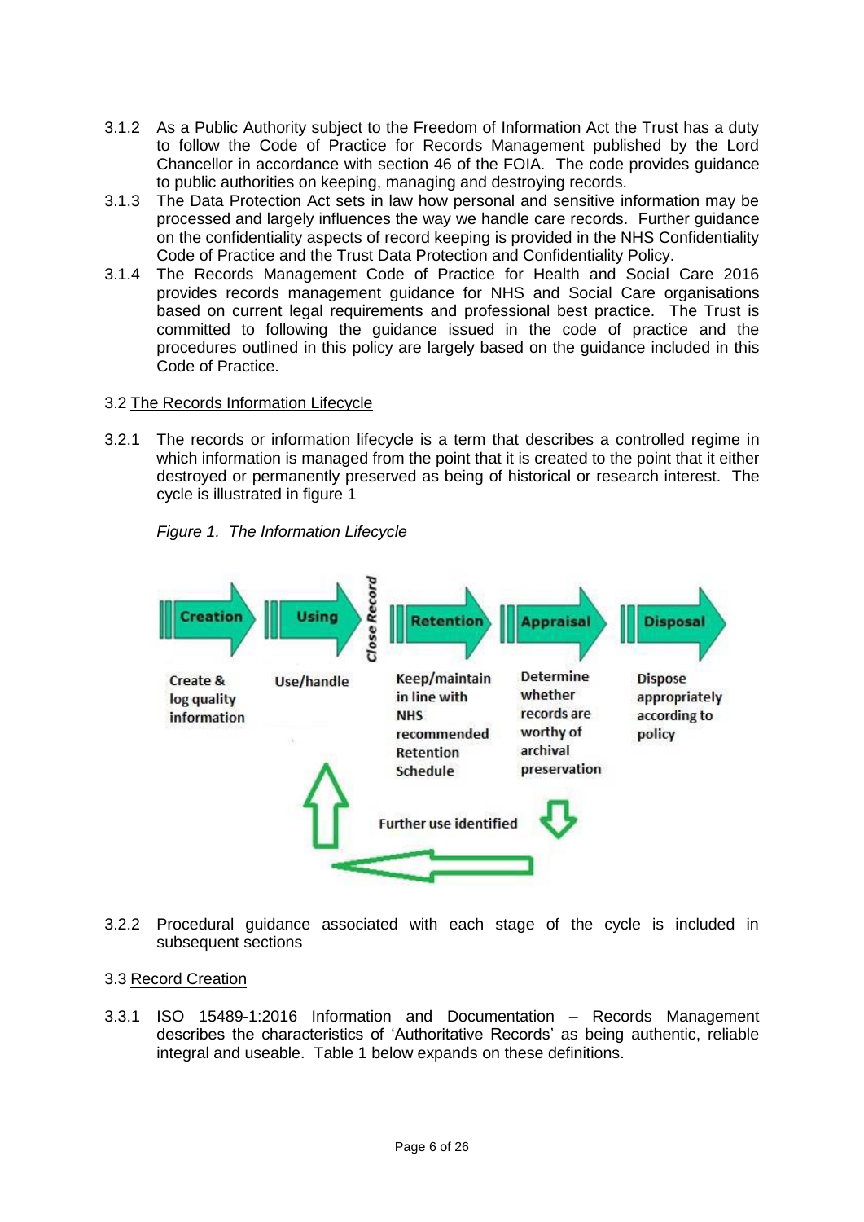3.1.2 As a Public Authority subject to the Freedom of Information Act the Trust has a duty to follow the Code of Practice for Records Management published by the Lord Chancellor in accordance with section 46 of the FOIA. The code provides guidance to public authorities on keeping, managing and destroying records.

3.1.3 The Data Protection Act sets in law how personal and sensitive information may be processed and largely influences the way we handle care records. Further guidance on the confidentiality aspects of record keeping is provided in the NHS Confidentiality Code of Practice and the Trust Data Protection and Confidentiality Policy.

3.1.4 The Records Management Code of Practice for Health and Social Care 2016 provides records management guidance for NHS and Social Care organisations based on current legal requirements and professional best practice. The Trust is committed to following the guidance issued in the code of practice and the procedures outlined in this policy are largely based on the guidance included in this Code of Practice.

3.2 The Records Information Lifecycle

3.2.1 The records or information lifecycle is a term that describes a controlled regime in which information is managed from the point that it is created to the point that it either destroyed or permanently preserved as being of historical or research interest. The cycle is illustrated in figure 1

*Figure 1. The Information Lifecycle*

| Creation | Using | *Close Record* | Retention | Appraisal | Disposal |
|---|---|---|---|---|---|
| Create & log quality information | Use/handle | | Keep/maintain in line with NHS recommended Retention Schedule | Determine whether records are worthy of archival preservation | Dispose appropriately according to policy |

Further use identified

3.2.2 Procedural guidance associated with each stage of the cycle is included in subsequent sections

3.3 Record Creation

3.3.1 ISO 15489-1:2016 Information and Documentation – Records Management describes the characteristics of 'Authoritative Records' as being authentic, reliable integral and useable. Table 1 below expands on these definitions.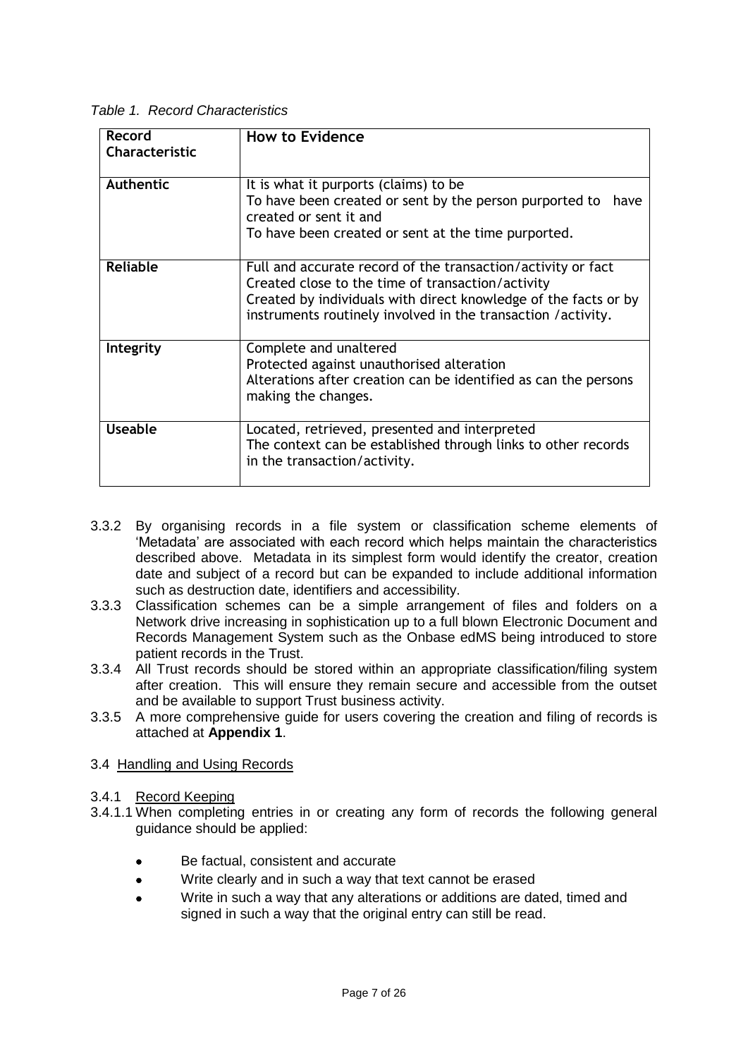*Table 1. Record Characteristics*

| Record Characteristic | How to Evidence |
|---|---|
| **Authentic** | It is what it purports (claims) to be<br>To have been created or sent by the person purported to have created or sent it and<br>To have been created or sent at the time purported. |
| **Reliable** | Full and accurate record of the transaction/activity or fact<br>Created close to the time of transaction/activity<br>Created by individuals with direct knowledge of the facts or by instruments routinely involved in the transaction /activity. |
| **Integrity** | Complete and unaltered<br>Protected against unauthorised alteration<br>Alterations after creation can be identified as can the persons making the changes. |
| **Useable** | Located, retrieved, presented and interpreted<br>The context can be established through links to other records in the transaction/activity. |

3.3.2 By organising records in a file system or classification scheme elements of 'Metadata' are associated with each record which helps maintain the characteristics described above. Metadata in its simplest form would identify the creator, creation date and subject of a record but can be expanded to include additional information such as destruction date, identifiers and accessibility.

3.3.3 Classification schemes can be a simple arrangement of files and folders on a Network drive increasing in sophistication up to a full blown Electronic Document and Records Management System such as the Onbase edMS being introduced to store patient records in the Trust.

3.3.4 All Trust records should be stored within an appropriate classification/filing system after creation. This will ensure they remain secure and accessible from the outset and be available to support Trust business activity.

3.3.5 A more comprehensive guide for users covering the creation and filing of records is attached at **Appendix 1**.

3.4 <u>Handling and Using Records</u>

3.4.1 <u>Record Keeping</u>

3.4.1.1 When completing entries in or creating any form of records the following general guidance should be applied:

- Be factual, consistent and accurate
- Write clearly and in such a way that text cannot be erased
- Write in such a way that any alterations or additions are dated, timed and signed in such a way that the original entry can still be read.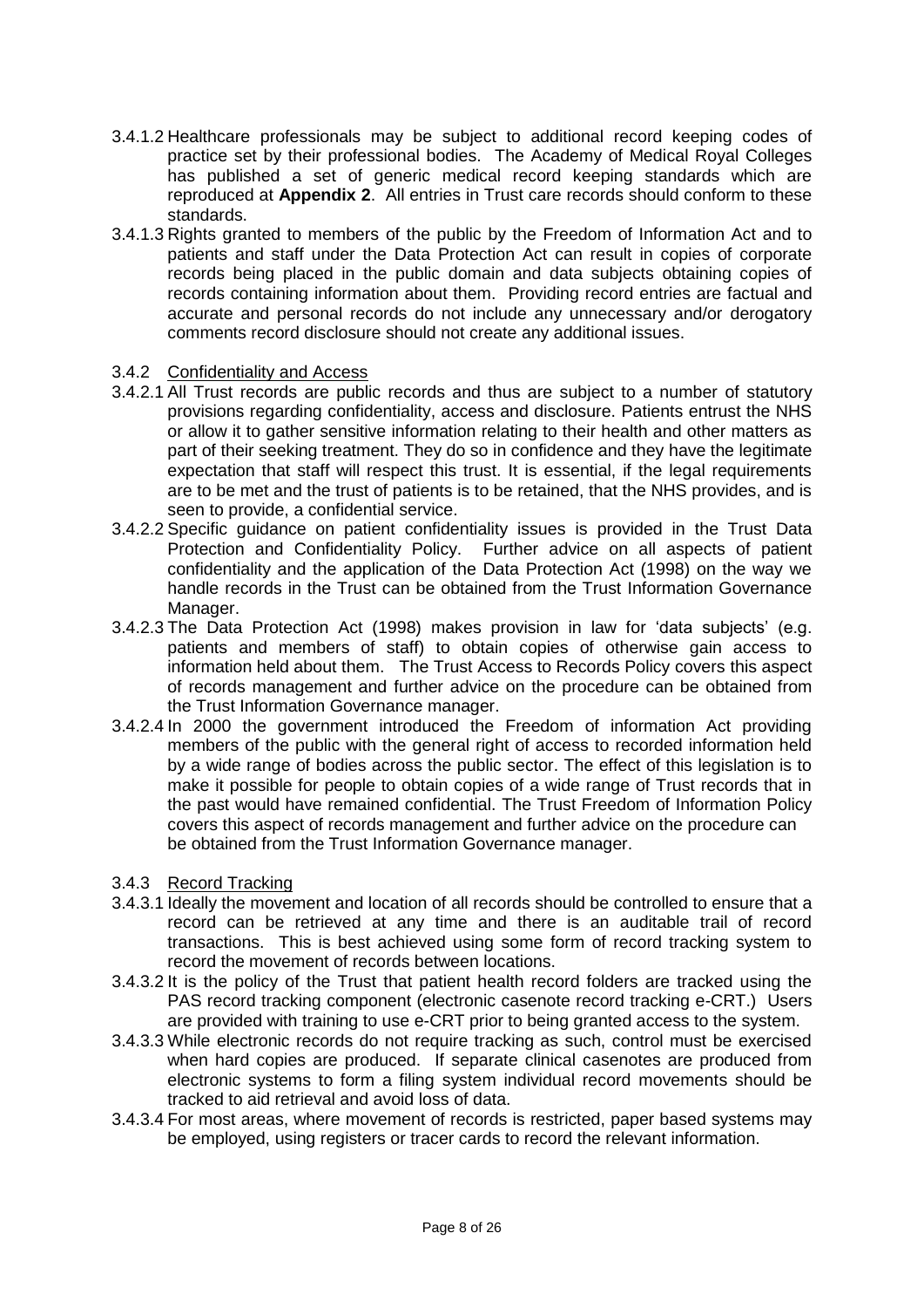3.4.1.2 Healthcare professionals may be subject to additional record keeping codes of practice set by their professional bodies. The Academy of Medical Royal Colleges has published a set of generic medical record keeping standards which are reproduced at **Appendix 2**. All entries in Trust care records should conform to these standards.

3.4.1.3 Rights granted to members of the public by the Freedom of Information Act and to patients and staff under the Data Protection Act can result in copies of corporate records being placed in the public domain and data subjects obtaining copies of records containing information about them. Providing record entries are factual and accurate and personal records do not include any unnecessary and/or derogatory comments record disclosure should not create any additional issues.

3.4.2 Confidentiality and Access

3.4.2.1 All Trust records are public records and thus are subject to a number of statutory provisions regarding confidentiality, access and disclosure. Patients entrust the NHS or allow it to gather sensitive information relating to their health and other matters as part of their seeking treatment. They do so in confidence and they have the legitimate expectation that staff will respect this trust. It is essential, if the legal requirements are to be met and the trust of patients is to be retained, that the NHS provides, and is seen to provide, a confidential service.

3.4.2.2 Specific guidance on patient confidentiality issues is provided in the Trust Data Protection and Confidentiality Policy. Further advice on all aspects of patient confidentiality and the application of the Data Protection Act (1998) on the way we handle records in the Trust can be obtained from the Trust Information Governance Manager.

3.4.2.3 The Data Protection Act (1998) makes provision in law for 'data subjects' (e.g. patients and members of staff) to obtain copies of otherwise gain access to information held about them. The Trust Access to Records Policy covers this aspect of records management and further advice on the procedure can be obtained from the Trust Information Governance manager.

3.4.2.4 In 2000 the government introduced the Freedom of information Act providing members of the public with the general right of access to recorded information held by a wide range of bodies across the public sector. The effect of this legislation is to make it possible for people to obtain copies of a wide range of Trust records that in the past would have remained confidential. The Trust Freedom of Information Policy covers this aspect of records management and further advice on the procedure can be obtained from the Trust Information Governance manager.

3.4.3 Record Tracking

3.4.3.1 Ideally the movement and location of all records should be controlled to ensure that a record can be retrieved at any time and there is an auditable trail of record transactions. This is best achieved using some form of record tracking system to record the movement of records between locations.

3.4.3.2 It is the policy of the Trust that patient health record folders are tracked using the PAS record tracking component (electronic casenote record tracking e-CRT.) Users are provided with training to use e-CRT prior to being granted access to the system.

3.4.3.3 While electronic records do not require tracking as such, control must be exercised when hard copies are produced. If separate clinical casenotes are produced from electronic systems to form a filing system individual record movements should be tracked to aid retrieval and avoid loss of data.

3.4.3.4 For most areas, where movement of records is restricted, paper based systems may be employed, using registers or tracer cards to record the relevant information.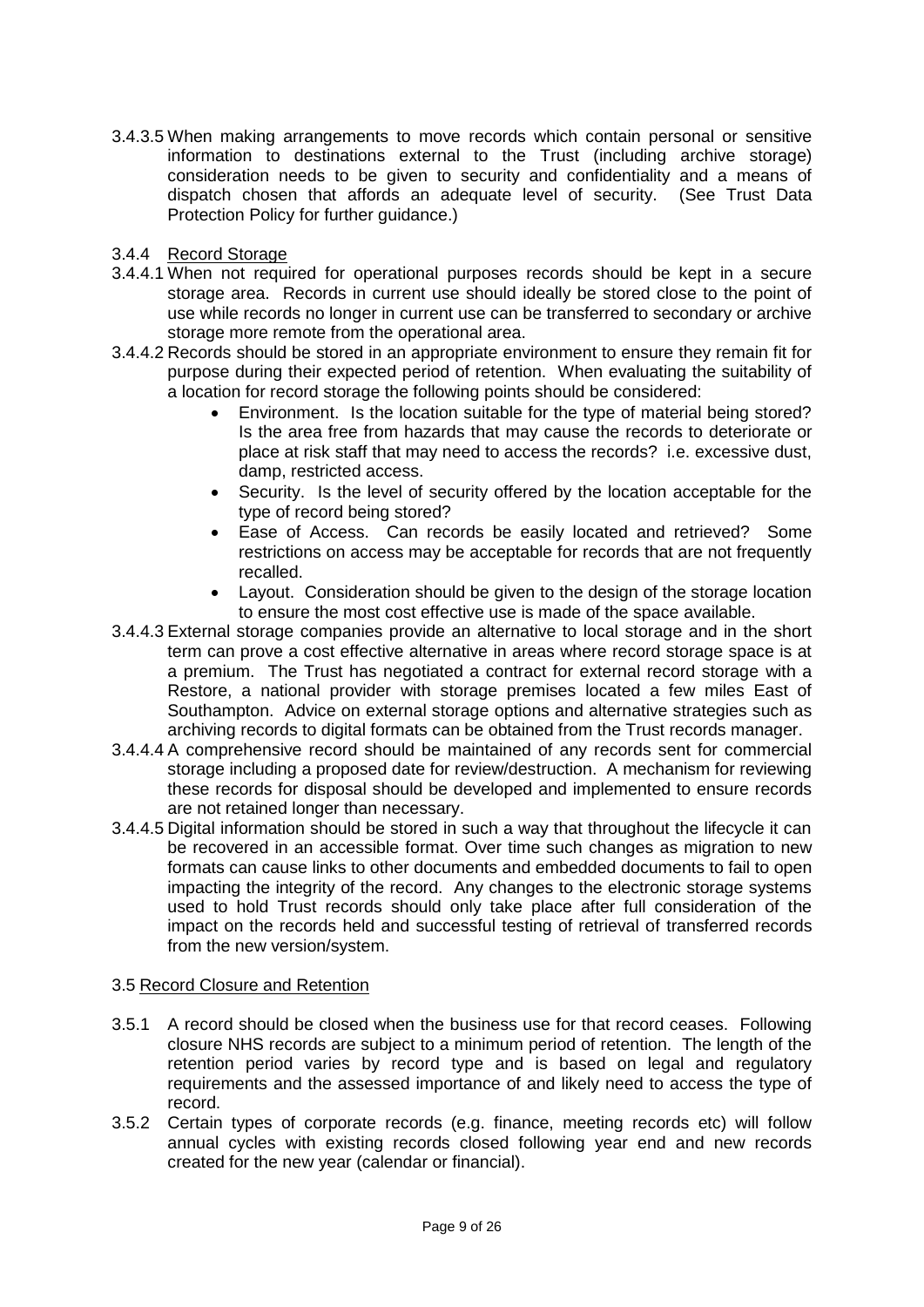3.4.3.5 When making arrangements to move records which contain personal or sensitive information to destinations external to the Trust (including archive storage) consideration needs to be given to security and confidentiality and a means of dispatch chosen that affords an adequate level of security. (See Trust Data Protection Policy for further guidance.)

3.4.4 Record Storage

3.4.4.1 When not required for operational purposes records should be kept in a secure storage area. Records in current use should ideally be stored close to the point of use while records no longer in current use can be transferred to secondary or archive storage more remote from the operational area.

3.4.4.2 Records should be stored in an appropriate environment to ensure they remain fit for purpose during their expected period of retention. When evaluating the suitability of a location for record storage the following points should be considered:

- Environment. Is the location suitable for the type of material being stored? Is the area free from hazards that may cause the records to deteriorate or place at risk staff that may need to access the records? i.e. excessive dust, damp, restricted access.
- Security. Is the level of security offered by the location acceptable for the type of record being stored?
- Ease of Access. Can records be easily located and retrieved? Some restrictions on access may be acceptable for records that are not frequently recalled.
- Layout. Consideration should be given to the design of the storage location to ensure the most cost effective use is made of the space available.

3.4.4.3 External storage companies provide an alternative to local storage and in the short term can prove a cost effective alternative in areas where record storage space is at a premium. The Trust has negotiated a contract for external record storage with a Restore, a national provider with storage premises located a few miles East of Southampton. Advice on external storage options and alternative strategies such as archiving records to digital formats can be obtained from the Trust records manager.

3.4.4.4 A comprehensive record should be maintained of any records sent for commercial storage including a proposed date for review/destruction. A mechanism for reviewing these records for disposal should be developed and implemented to ensure records are not retained longer than necessary.

3.4.4.5 Digital information should be stored in such a way that throughout the lifecycle it can be recovered in an accessible format. Over time such changes as migration to new formats can cause links to other documents and embedded documents to fail to open impacting the integrity of the record. Any changes to the electronic storage systems used to hold Trust records should only take place after full consideration of the impact on the records held and successful testing of retrieval of transferred records from the new version/system.

3.5 Record Closure and Retention

3.5.1 A record should be closed when the business use for that record ceases. Following closure NHS records are subject to a minimum period of retention. The length of the retention period varies by record type and is based on legal and regulatory requirements and the assessed importance of and likely need to access the type of record.

3.5.2 Certain types of corporate records (e.g. finance, meeting records etc) will follow annual cycles with existing records closed following year end and new records created for the new year (calendar or financial).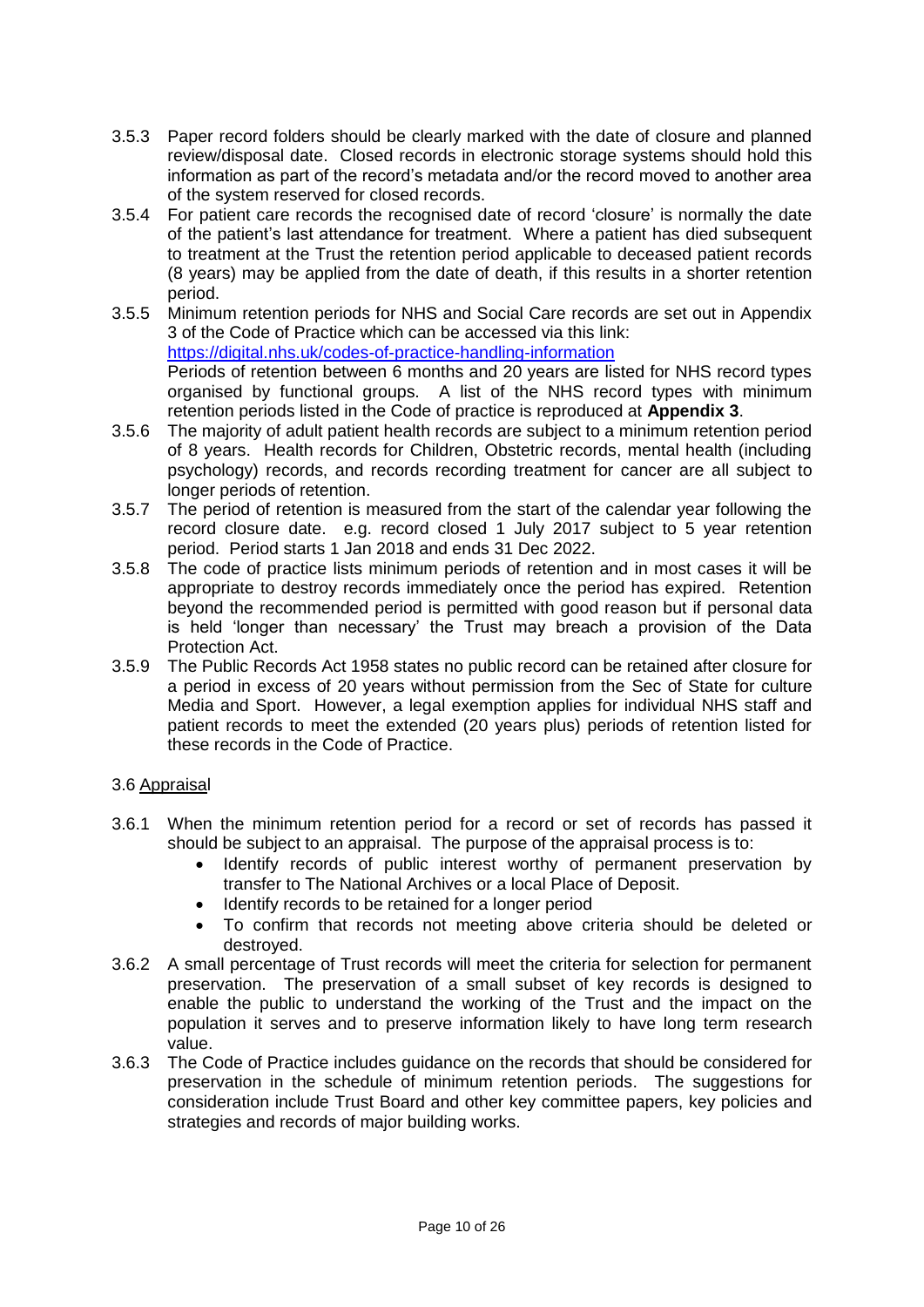3.5.3 Paper record folders should be clearly marked with the date of closure and planned review/disposal date. Closed records in electronic storage systems should hold this information as part of the record's metadata and/or the record moved to another area of the system reserved for closed records.

3.5.4 For patient care records the recognised date of record 'closure' is normally the date of the patient's last attendance for treatment. Where a patient has died subsequent to treatment at the Trust the retention period applicable to deceased patient records (8 years) may be applied from the date of death, if this results in a shorter retention period.

3.5.5 Minimum retention periods for NHS and Social Care records are set out in Appendix 3 of the Code of Practice which can be accessed via this link: [https://digital.nhs.uk/codes-of-practice-handling-information](https://digital.nhs.uk/codes-of-practice-handling-information)
Periods of retention between 6 months and 20 years are listed for NHS record types organised by functional groups. A list of the NHS record types with minimum retention periods listed in the Code of practice is reproduced at **Appendix 3**.

3.5.6 The majority of adult patient health records are subject to a minimum retention period of 8 years. Health records for Children, Obstetric records, mental health (including psychology) records, and records recording treatment for cancer are all subject to longer periods of retention.

3.5.7 The period of retention is measured from the start of the calendar year following the record closure date. e.g. record closed 1 July 2017 subject to 5 year retention period. Period starts 1 Jan 2018 and ends 31 Dec 2022.

3.5.8 The code of practice lists minimum periods of retention and in most cases it will be appropriate to destroy records immediately once the period has expired. Retention beyond the recommended period is permitted with good reason but if personal data is held 'longer than necessary' the Trust may breach a provision of the Data Protection Act.

3.5.9 The Public Records Act 1958 states no public record can be retained after closure for a period in excess of 20 years without permission from the Sec of State for culture Media and Sport. However, a legal exemption applies for individual NHS staff and patient records to meet the extended (20 years plus) periods of retention listed for these records in the Code of Practice.

3.6 Appraisal

3.6.1 When the minimum retention period for a record or set of records has passed it should be subject to an appraisal. The purpose of the appraisal process is to:

- Identify records of public interest worthy of permanent preservation by transfer to The National Archives or a local Place of Deposit.
- Identify records to be retained for a longer period
- To confirm that records not meeting above criteria should be deleted or destroyed.

3.6.2 A small percentage of Trust records will meet the criteria for selection for permanent preservation. The preservation of a small subset of key records is designed to enable the public to understand the working of the Trust and the impact on the population it serves and to preserve information likely to have long term research value.

3.6.3 The Code of Practice includes guidance on the records that should be considered for preservation in the schedule of minimum retention periods. The suggestions for consideration include Trust Board and other key committee papers, key policies and strategies and records of major building works.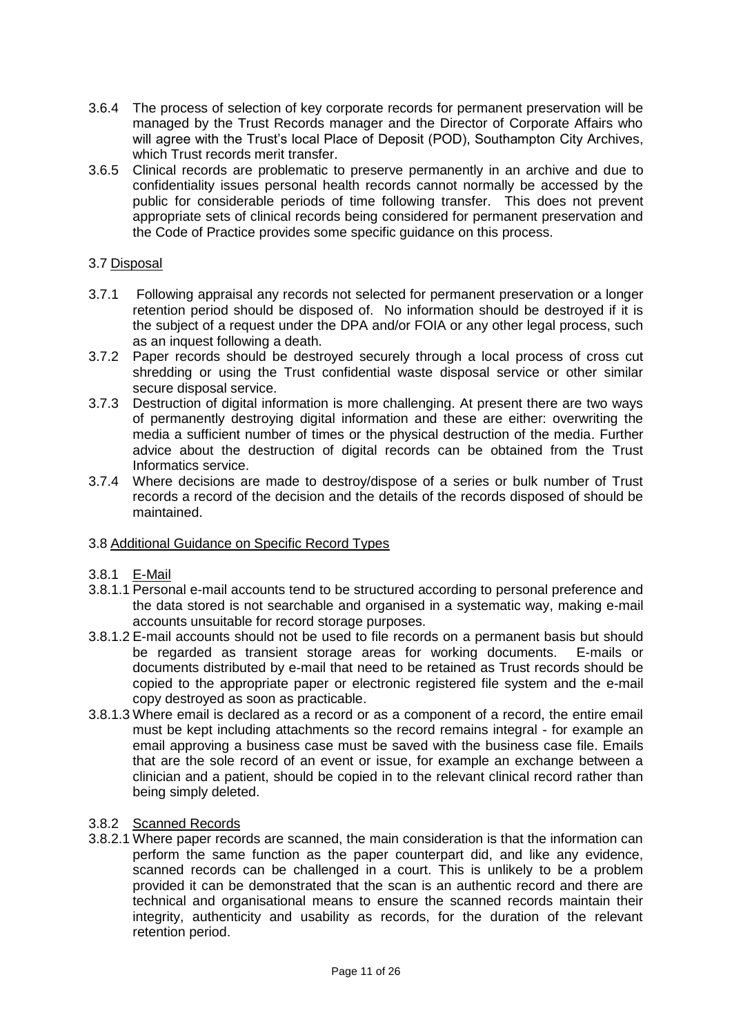3.6.4 The process of selection of key corporate records for permanent preservation will be managed by the Trust Records manager and the Director of Corporate Affairs who will agree with the Trust's local Place of Deposit (POD), Southampton City Archives, which Trust records merit transfer.

3.6.5 Clinical records are problematic to preserve permanently in an archive and due to confidentiality issues personal health records cannot normally be accessed by the public for considerable periods of time following transfer. This does not prevent appropriate sets of clinical records being considered for permanent preservation and the Code of Practice provides some specific guidance on this process.

### 3.7 Disposal

3.7.1 Following appraisal any records not selected for permanent preservation or a longer retention period should be disposed of. No information should be destroyed if it is the subject of a request under the DPA and/or FOIA or any other legal process, such as an inquest following a death.

3.7.2 Paper records should be destroyed securely through a local process of cross cut shredding or using the Trust confidential waste disposal service or other similar secure disposal service.

3.7.3 Destruction of digital information is more challenging. At present there are two ways of permanently destroying digital information and these are either: overwriting the media a sufficient number of times or the physical destruction of the media. Further advice about the destruction of digital records can be obtained from the Trust Informatics service.

3.7.4 Where decisions are made to destroy/dispose of a series or bulk number of Trust records a record of the decision and the details of the records disposed of should be maintained.

### 3.8 Additional Guidance on Specific Record Types

#### 3.8.1 E-Mail

3.8.1.1 Personal e-mail accounts tend to be structured according to personal preference and the data stored is not searchable and organised in a systematic way, making e-mail accounts unsuitable for record storage purposes.

3.8.1.2 E-mail accounts should not be used to file records on a permanent basis but should be regarded as transient storage areas for working documents. E-mails or documents distributed by e-mail that need to be retained as Trust records should be copied to the appropriate paper or electronic registered file system and the e-mail copy destroyed as soon as practicable.

3.8.1.3 Where email is declared as a record or as a component of a record, the entire email must be kept including attachments so the record remains integral - for example an email approving a business case must be saved with the business case file. Emails that are the sole record of an event or issue, for example an exchange between a clinician and a patient, should be copied in to the relevant clinical record rather than being simply deleted.

#### 3.8.2 Scanned Records

3.8.2.1 Where paper records are scanned, the main consideration is that the information can perform the same function as the paper counterpart did, and like any evidence, scanned records can be challenged in a court. This is unlikely to be a problem provided it can be demonstrated that the scan is an authentic record and there are technical and organisational means to ensure the scanned records maintain their integrity, authenticity and usability as records, for the duration of the relevant retention period.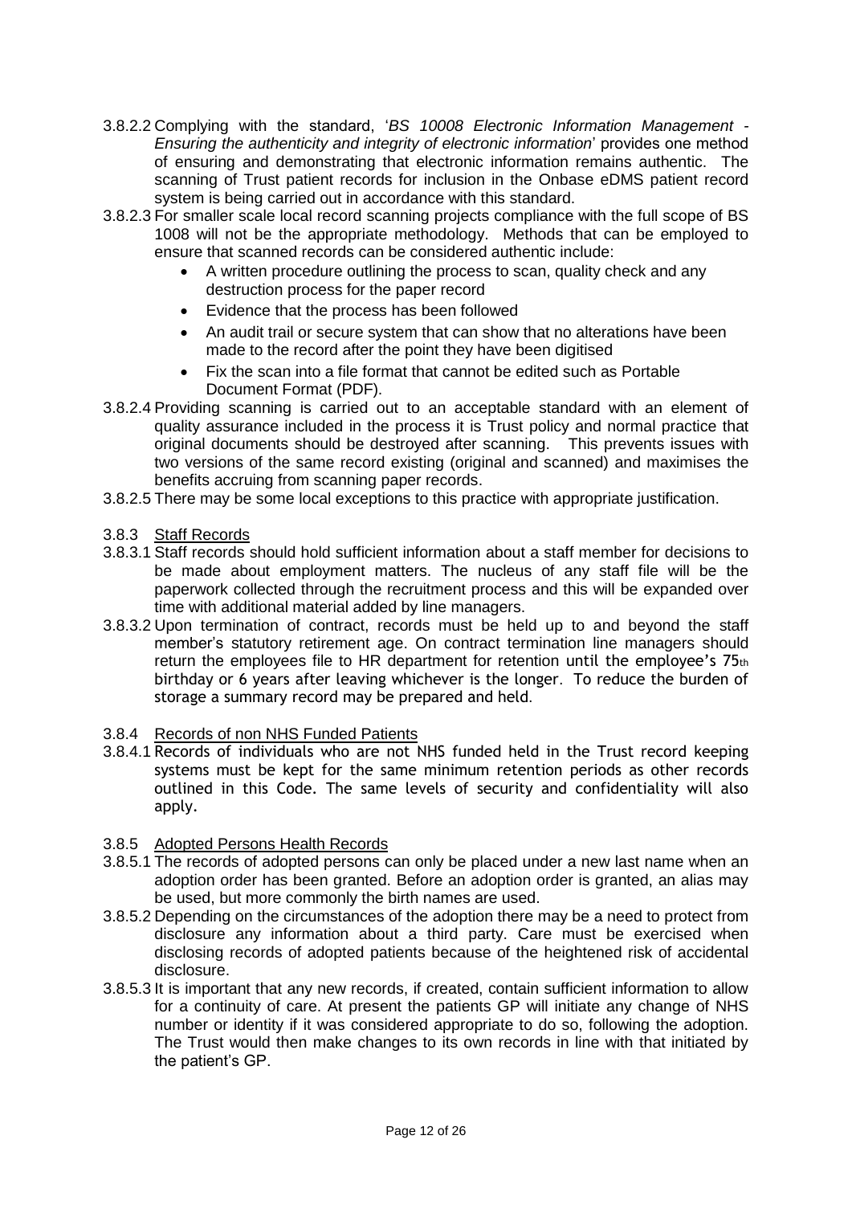3.8.2.2 Complying with the standard, '*BS 10008 Electronic Information Management - Ensuring the authenticity and integrity of electronic information*' provides one method of ensuring and demonstrating that electronic information remains authentic. The scanning of Trust patient records for inclusion in the Onbase eDMS patient record system is being carried out in accordance with this standard.

3.8.2.3 For smaller scale local record scanning projects compliance with the full scope of BS 1008 will not be the appropriate methodology. Methods that can be employed to ensure that scanned records can be considered authentic include:

- A written procedure outlining the process to scan, quality check and any destruction process for the paper record
- Evidence that the process has been followed
- An audit trail or secure system that can show that no alterations have been made to the record after the point they have been digitised
- Fix the scan into a file format that cannot be edited such as Portable Document Format (PDF).

3.8.2.4 Providing scanning is carried out to an acceptable standard with an element of quality assurance included in the process it is Trust policy and normal practice that original documents should be destroyed after scanning. This prevents issues with two versions of the same record existing (original and scanned) and maximises the benefits accruing from scanning paper records.

3.8.2.5 There may be some local exceptions to this practice with appropriate justification.

3.8.3 <u>Staff Records</u>

3.8.3.1 Staff records should hold sufficient information about a staff member for decisions to be made about employment matters. The nucleus of any staff file will be the paperwork collected through the recruitment process and this will be expanded over time with additional material added by line managers.

3.8.3.2 Upon termination of contract, records must be held up to and beyond the staff member's statutory retirement age. On contract termination line managers should return the employees file to HR department for retention until the employee's 75th birthday or 6 years after leaving whichever is the longer. To reduce the burden of storage a summary record may be prepared and held.

3.8.4 <u>Records of non NHS Funded Patients</u>

3.8.4.1 Records of individuals who are not NHS funded held in the Trust record keeping systems must be kept for the same minimum retention periods as other records outlined in this Code. The same levels of security and confidentiality will also apply.

3.8.5 <u>Adopted Persons Health Records</u>

3.8.5.1 The records of adopted persons can only be placed under a new last name when an adoption order has been granted. Before an adoption order is granted, an alias may be used, but more commonly the birth names are used.

3.8.5.2 Depending on the circumstances of the adoption there may be a need to protect from disclosure any information about a third party. Care must be exercised when disclosing records of adopted patients because of the heightened risk of accidental disclosure.

3.8.5.3 It is important that any new records, if created, contain sufficient information to allow for a continuity of care. At present the patients GP will initiate any change of NHS number or identity if it was considered appropriate to do so, following the adoption. The Trust would then make changes to its own records in line with that initiated by the patient's GP.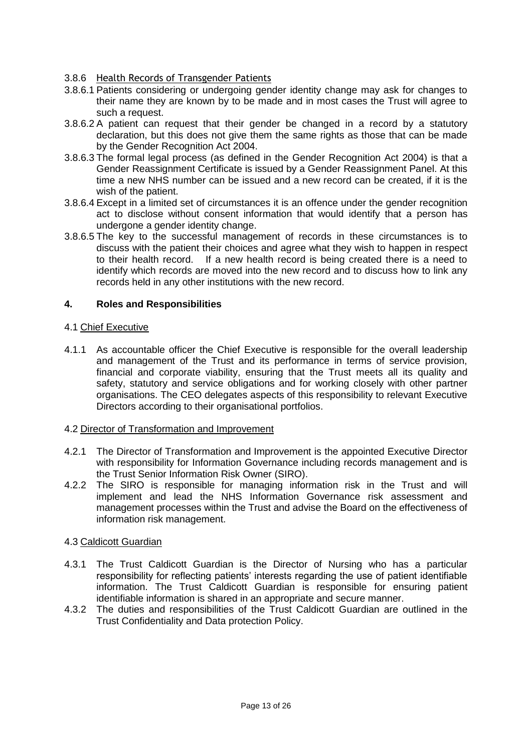### 3.8.6 Health Records of Transgender Patients

3.8.6.1 Patients considering or undergoing gender identity change may ask for changes to their name they are known by to be made and in most cases the Trust will agree to such a request.

3.8.6.2 A patient can request that their gender be changed in a record by a statutory declaration, but this does not give them the same rights as those that can be made by the Gender Recognition Act 2004.

3.8.6.3 The formal legal process (as defined in the Gender Recognition Act 2004) is that a Gender Reassignment Certificate is issued by a Gender Reassignment Panel. At this time a new NHS number can be issued and a new record can be created, if it is the wish of the patient.

3.8.6.4 Except in a limited set of circumstances it is an offence under the gender recognition act to disclose without consent information that would identify that a person has undergone a gender identity change.

3.8.6.5 The key to the successful management of records in these circumstances is to discuss with the patient their choices and agree what they wish to happen in respect to their health record. If a new health record is being created there is a need to identify which records are moved into the new record and to discuss how to link any records held in any other institutions with the new record.

## 4. Roles and Responsibilities

### 4.1 Chief Executive

4.1.1 As accountable officer the Chief Executive is responsible for the overall leadership and management of the Trust and its performance in terms of service provision, financial and corporate viability, ensuring that the Trust meets all its quality and safety, statutory and service obligations and for working closely with other partner organisations. The CEO delegates aspects of this responsibility to relevant Executive Directors according to their organisational portfolios.

### 4.2 Director of Transformation and Improvement

4.2.1 The Director of Transformation and Improvement is the appointed Executive Director with responsibility for Information Governance including records management and is the Trust Senior Information Risk Owner (SIRO).

4.2.2 The SIRO is responsible for managing information risk in the Trust and will implement and lead the NHS Information Governance risk assessment and management processes within the Trust and advise the Board on the effectiveness of information risk management.

### 4.3 Caldicott Guardian

4.3.1 The Trust Caldicott Guardian is the Director of Nursing who has a particular responsibility for reflecting patients' interests regarding the use of patient identifiable information. The Trust Caldicott Guardian is responsible for ensuring patient identifiable information is shared in an appropriate and secure manner.

4.3.2 The duties and responsibilities of the Trust Caldicott Guardian are outlined in the Trust Confidentiality and Data protection Policy.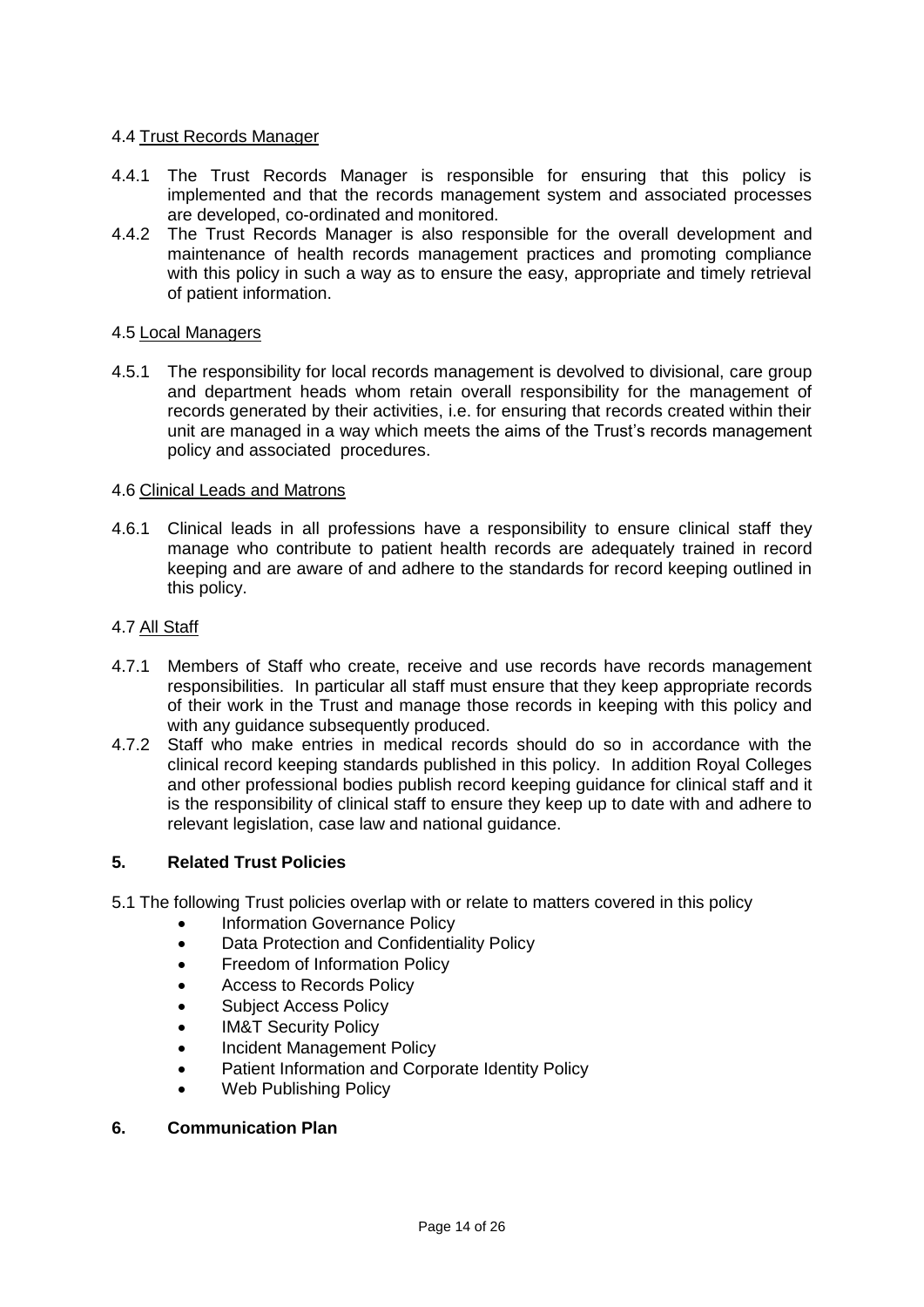4.4 Trust Records Manager

4.4.1 The Trust Records Manager is responsible for ensuring that this policy is implemented and that the records management system and associated processes are developed, co-ordinated and monitored.

4.4.2 The Trust Records Manager is also responsible for the overall development and maintenance of health records management practices and promoting compliance with this policy in such a way as to ensure the easy, appropriate and timely retrieval of patient information.

4.5 Local Managers

4.5.1 The responsibility for local records management is devolved to divisional, care group and department heads whom retain overall responsibility for the management of records generated by their activities, i.e. for ensuring that records created within their unit are managed in a way which meets the aims of the Trust's records management policy and associated procedures.

4.6 Clinical Leads and Matrons

4.6.1 Clinical leads in all professions have a responsibility to ensure clinical staff they manage who contribute to patient health records are adequately trained in record keeping and are aware of and adhere to the standards for record keeping outlined in this policy.

4.7 All Staff

4.7.1 Members of Staff who create, receive and use records have records management responsibilities. In particular all staff must ensure that they keep appropriate records of their work in the Trust and manage those records in keeping with this policy and with any guidance subsequently produced.

4.7.2 Staff who make entries in medical records should do so in accordance with the clinical record keeping standards published in this policy. In addition Royal Colleges and other professional bodies publish record keeping guidance for clinical staff and it is the responsibility of clinical staff to ensure they keep up to date with and adhere to relevant legislation, case law and national guidance.

## 5. Related Trust Policies

5.1 The following Trust policies overlap with or relate to matters covered in this policy

- Information Governance Policy
- Data Protection and Confidentiality Policy
- Freedom of Information Policy
- Access to Records Policy
- Subject Access Policy
- IM&T Security Policy
- Incident Management Policy
- Patient Information and Corporate Identity Policy
- Web Publishing Policy

## 6. Communication Plan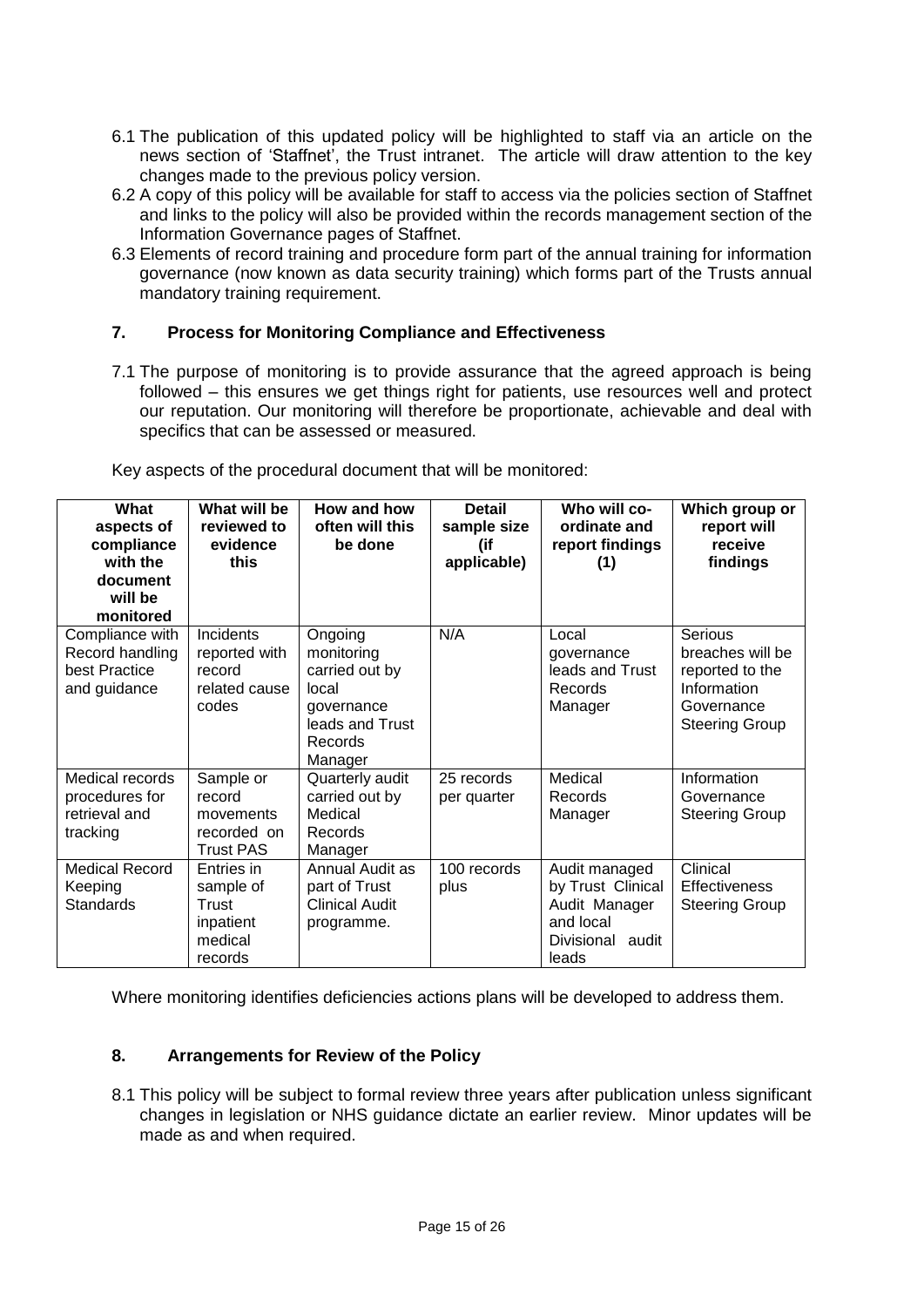6.1 The publication of this updated policy will be highlighted to staff via an article on the news section of 'Staffnet', the Trust intranet. The article will draw attention to the key changes made to the previous policy version.

6.2 A copy of this policy will be available for staff to access via the policies section of Staffnet and links to the policy will also be provided within the records management section of the Information Governance pages of Staffnet.

6.3 Elements of record training and procedure form part of the annual training for information governance (now known as data security training) which forms part of the Trusts annual mandatory training requirement.

## 7. Process for Monitoring Compliance and Effectiveness

7.1 The purpose of monitoring is to provide assurance that the agreed approach is being followed – this ensures we get things right for patients, use resources well and protect our reputation. Our monitoring will therefore be proportionate, achievable and deal with specifics that can be assessed or measured.

Key aspects of the procedural document that will be monitored:

| What aspects of compliance with the document will be monitored | What will be reviewed to evidence this | How and how often will this be done | Detail sample size (if applicable) | Who will co-ordinate and report findings (1) | Which group or report will receive findings |
|---|---|---|---|---|---|
| Compliance with Record handling best Practice and guidance | Incidents reported with record related cause codes | Ongoing monitoring carried out by local governance leads and Trust Records Manager | N/A | Local governance leads and Trust Records Manager | Serious breaches will be reported to the Information Governance Steering Group |
| Medical records procedures for retrieval and tracking | Sample or record movements recorded on Trust PAS | Quarterly audit carried out by Medical Records Manager | 25 records per quarter | Medical Records Manager | Information Governance Steering Group |
| Medical Record Keeping Standards | Entries in sample of Trust inpatient medical records | Annual Audit as part of Trust Clinical Audit programme. | 100 records plus | Audit managed by Trust Clinical Audit Manager and local Divisional audit leads | Clinical Effectiveness Steering Group |

Where monitoring identifies deficiencies actions plans will be developed to address them.

## 8. Arrangements for Review of the Policy

8.1 This policy will be subject to formal review three years after publication unless significant changes in legislation or NHS guidance dictate an earlier review. Minor updates will be made as and when required.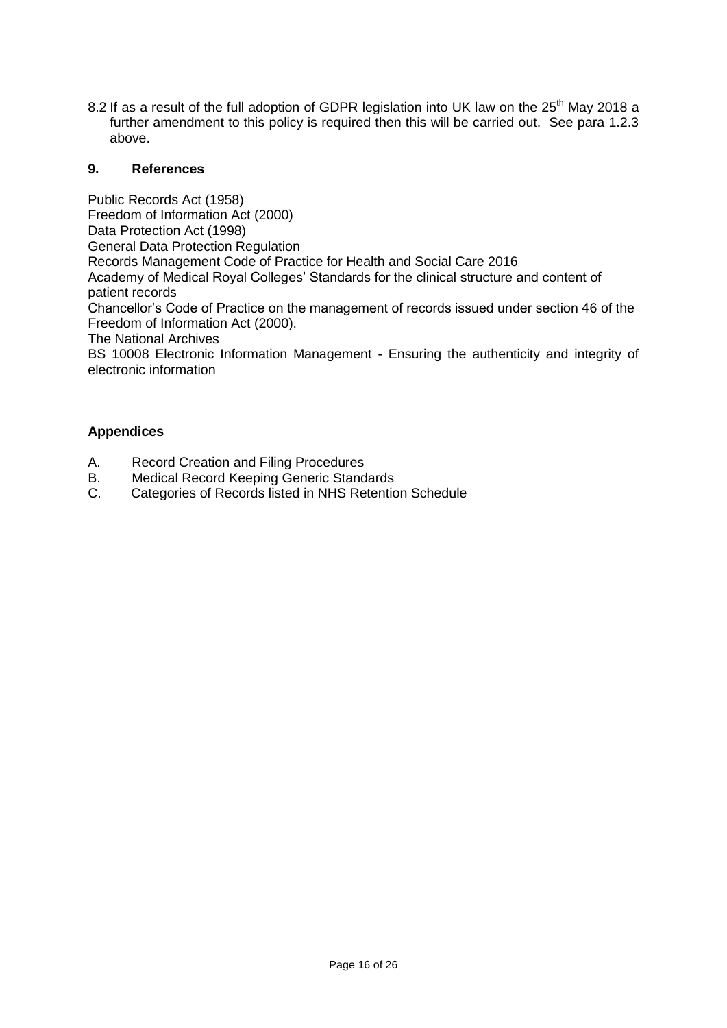8.2 If as a result of the full adoption of GDPR legislation into UK law on the 25th May 2018 a further amendment to this policy is required then this will be carried out. See para 1.2.3 above.

## 9. References

Public Records Act (1958)
Freedom of Information Act (2000)
Data Protection Act (1998)
General Data Protection Regulation
Records Management Code of Practice for Health and Social Care 2016
Academy of Medical Royal Colleges' Standards for the clinical structure and content of patient records
Chancellor's Code of Practice on the management of records issued under section 46 of the Freedom of Information Act (2000).
The National Archives
BS 10008 Electronic Information Management - Ensuring the authenticity and integrity of electronic information

## Appendices

A. Record Creation and Filing Procedures
B. Medical Record Keeping Generic Standards
C. Categories of Records listed in NHS Retention Schedule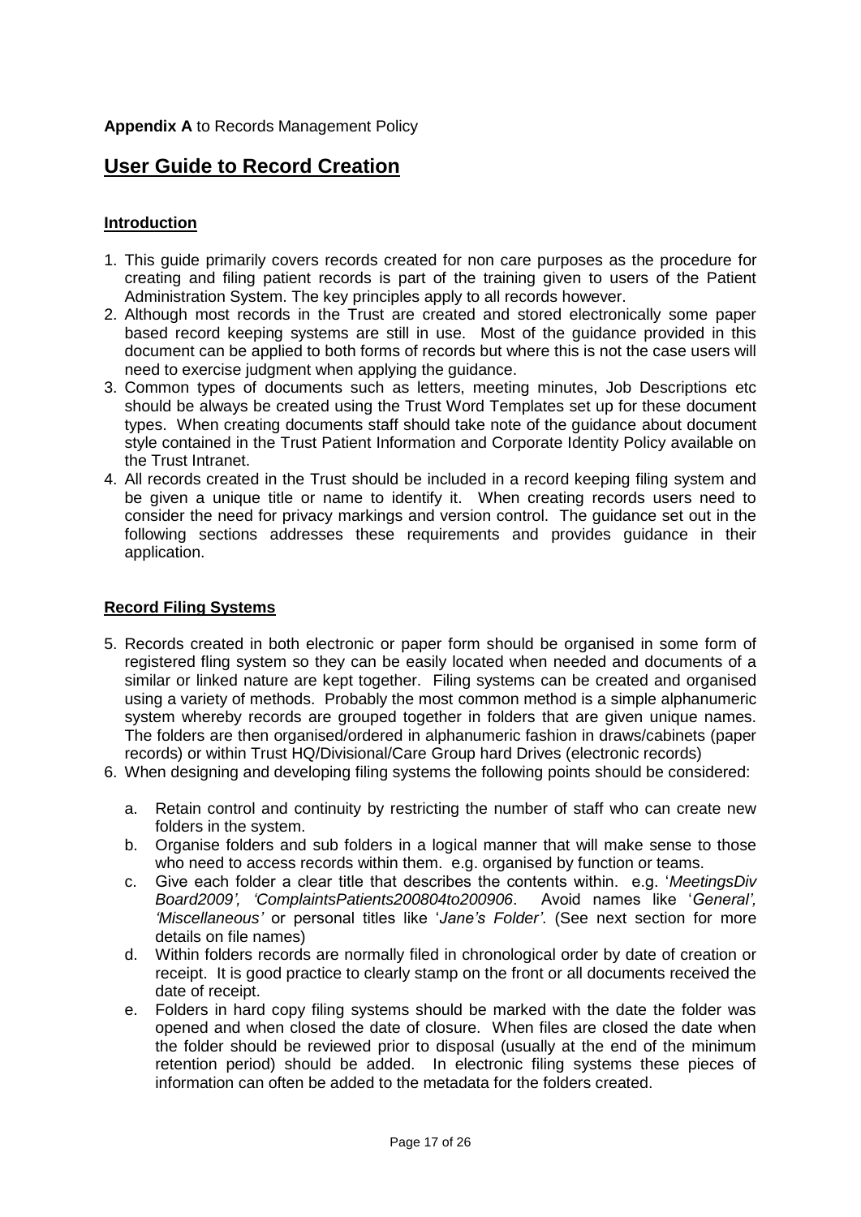**Appendix A** to Records Management Policy

# User Guide to Record Creation

## Introduction

1. This guide primarily covers records created for non care purposes as the procedure for creating and filing patient records is part of the training given to users of the Patient Administration System. The key principles apply to all records however.
2. Although most records in the Trust are created and stored electronically some paper based record keeping systems are still in use. Most of the guidance provided in this document can be applied to both forms of records but where this is not the case users will need to exercise judgment when applying the guidance.
3. Common types of documents such as letters, meeting minutes, Job Descriptions etc should be always be created using the Trust Word Templates set up for these document types. When creating documents staff should take note of the guidance about document style contained in the Trust Patient Information and Corporate Identity Policy available on the Trust Intranet.
4. All records created in the Trust should be included in a record keeping filing system and be given a unique title or name to identify it. When creating records users need to consider the need for privacy markings and version control. The guidance set out in the following sections addresses these requirements and provides guidance in their application.

## Record Filing Systems

5. Records created in both electronic or paper form should be organised in some form of registered fling system so they can be easily located when needed and documents of a similar or linked nature are kept together. Filing systems can be created and organised using a variety of methods. Probably the most common method is a simple alphanumeric system whereby records are grouped together in folders that are given unique names. The folders are then organised/ordered in alphanumeric fashion in draws/cabinets (paper records) or within Trust HQ/Divisional/Care Group hard Drives (electronic records)
6. When designing and developing filing systems the following points should be considered:
   a. Retain control and continuity by restricting the number of staff who can create new folders in the system.
   b. Organise folders and sub folders in a logical manner that will make sense to those who need to access records within them. e.g. organised by function or teams.
   c. Give each folder a clear title that describes the contents within. e.g. '*MeetingsDiv Board2009', 'ComplaintsPatients200804to200906*. Avoid names like '*General', 'Miscellaneous'* or personal titles like '*Jane's Folder'*. (See next section for more details on file names)
   d. Within folders records are normally filed in chronological order by date of creation or receipt. It is good practice to clearly stamp on the front or all documents received the date of receipt.
   e. Folders in hard copy filing systems should be marked with the date the folder was opened and when closed the date of closure. When files are closed the date when the folder should be reviewed prior to disposal (usually at the end of the minimum retention period) should be added. In electronic filing systems these pieces of information can often be added to the metadata for the folders created.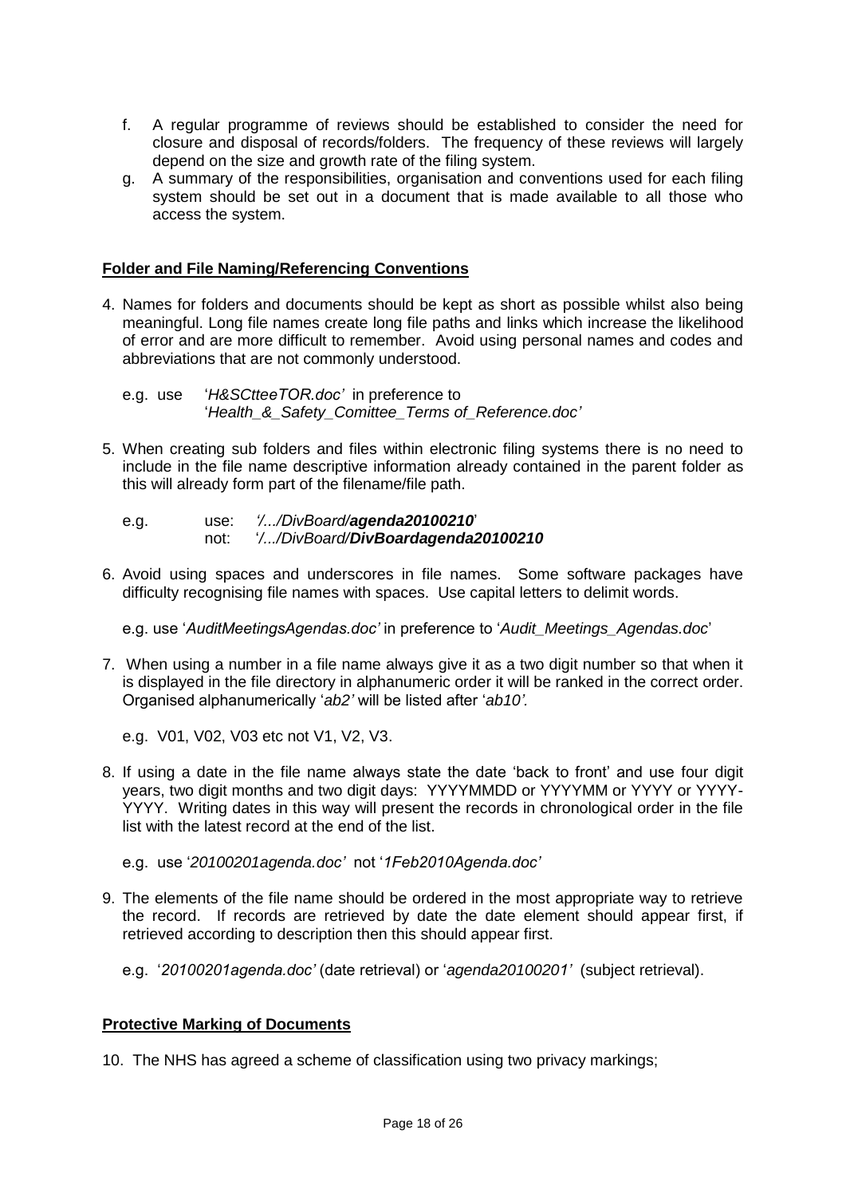f. A regular programme of reviews should be established to consider the need for closure and disposal of records/folders. The frequency of these reviews will largely depend on the size and growth rate of the filing system.

g. A summary of the responsibilities, organisation and conventions used for each filing system should be set out in a document that is made available to all those who access the system.

**Folder and File Naming/Referencing Conventions**

4. Names for folders and documents should be kept as short as possible whilst also being meaningful. Long file names create long file paths and links which increase the likelihood of error and are more difficult to remember. Avoid using personal names and codes and abbreviations that are not commonly understood.

   e.g. use '*H&SCtteeTOR.doc*' in preference to '*Health_&_Safety_Comittee_Terms of_Reference.doc*'

5. When creating sub folders and files within electronic filing systems there is no need to include in the file name descriptive information already contained in the parent folder as this will already form part of the filename/file path.

   e.g. use: '*/.../DivBoard/**agenda20100210***'
   not: '*/.../DivBoard/**DivBoardagenda20100210***'

6. Avoid using spaces and underscores in file names. Some software packages have difficulty recognising file names with spaces. Use capital letters to delimit words.

   e.g. use '*AuditMeetingsAgendas.doc*' in preference to '*Audit_Meetings_Agendas.doc*'

7. When using a number in a file name always give it as a two digit number so that when it is displayed in the file directory in alphanumeric order it will be ranked in the correct order. Organised alphanumerically '*ab2*' will be listed after '*ab10*'.

   e.g. V01, V02, V03 etc not V1, V2, V3.

8. If using a date in the file name always state the date 'back to front' and use four digit years, two digit months and two digit days: YYYYMMDD or YYYYMM or YYYY or YYYY-YYYY. Writing dates in this way will present the records in chronological order in the file list with the latest record at the end of the list.

   e.g. use '*20100201agenda.doc*' not '*1Feb2010Agenda.doc*'

9. The elements of the file name should be ordered in the most appropriate way to retrieve the record. If records are retrieved by date the date element should appear first, if retrieved according to description then this should appear first.

   e.g. '*20100201agenda.doc*' (date retrieval) or '*agenda20100201*' (subject retrieval).

**Protective Marking of Documents**

10. The NHS has agreed a scheme of classification using two privacy markings;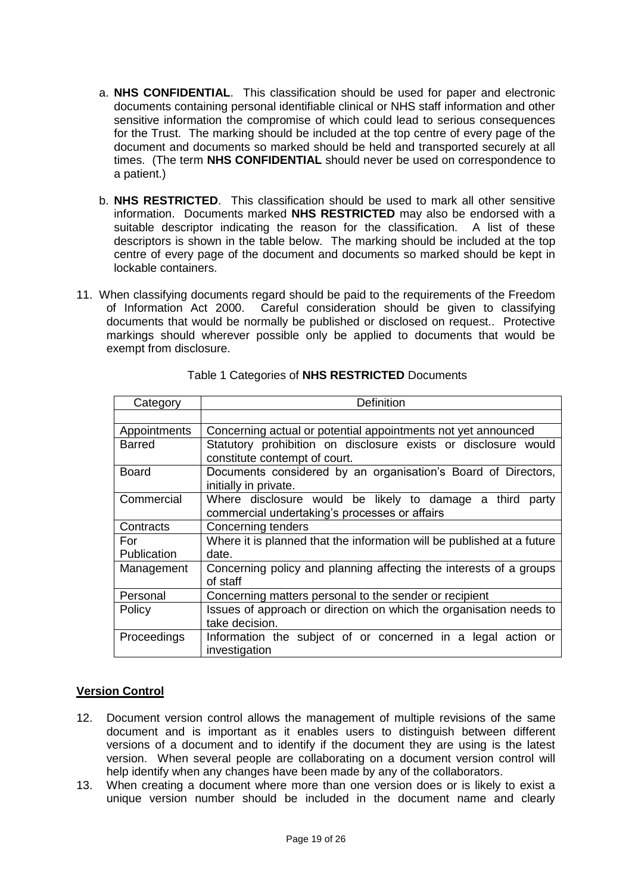a. **NHS CONFIDENTIAL**. This classification should be used for paper and electronic documents containing personal identifiable clinical or NHS staff information and other sensitive information the compromise of which could lead to serious consequences for the Trust. The marking should be included at the top centre of every page of the document and documents so marked should be held and transported securely at all times. (The term **NHS CONFIDENTIAL** should never be used on correspondence to a patient.)

b. **NHS RESTRICTED**. This classification should be used to mark all other sensitive information. Documents marked **NHS RESTRICTED** may also be endorsed with a suitable descriptor indicating the reason for the classification. A list of these descriptors is shown in the table below. The marking should be included at the top centre of every page of the document and documents so marked should be kept in lockable containers.

11. When classifying documents regard should be paid to the requirements of the Freedom of Information Act 2000. Careful consideration should be given to classifying documents that would be normally be published or disclosed on request.. Protective markings should wherever possible only be applied to documents that would be exempt from disclosure.

Table 1 Categories of **NHS RESTRICTED** Documents

| Category | Definition |
|---|---|
| | |
| Appointments | Concerning actual or potential appointments not yet announced |
| Barred | Statutory prohibition on disclosure exists or disclosure would constitute contempt of court. |
| Board | Documents considered by an organisation's Board of Directors, initially in private. |
| Commercial | Where disclosure would be likely to damage a third party commercial undertaking's processes or affairs |
| Contracts | Concerning tenders |
| For Publication | Where it is planned that the information will be published at a future date. |
| Management | Concerning policy and planning affecting the interests of a groups of staff |
| Personal | Concerning matters personal to the sender or recipient |
| Policy | Issues of approach or direction on which the organisation needs to take decision. |
| Proceedings | Information the subject of or concerned in a legal action or investigation |

## Version Control

12. Document version control allows the management of multiple revisions of the same document and is important as it enables users to distinguish between different versions of a document and to identify if the document they are using is the latest version. When several people are collaborating on a document version control will help identify when any changes have been made by any of the collaborators.

13. When creating a document where more than one version does or is likely to exist a unique version number should be included in the document name and clearly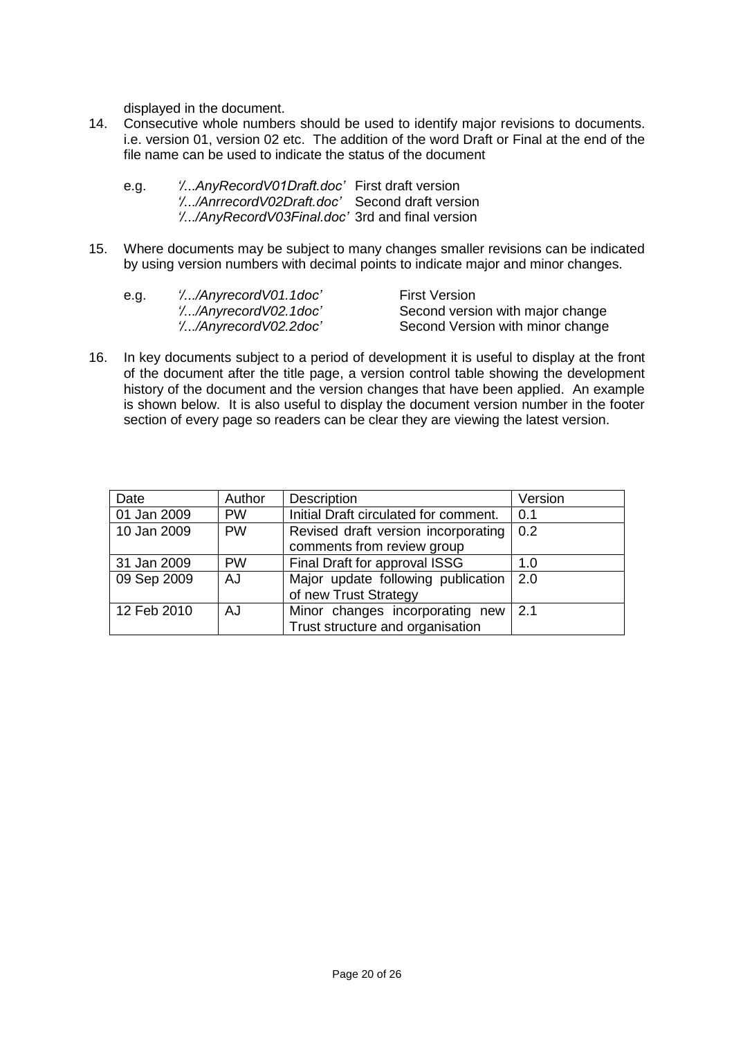displayed in the document.

14. Consecutive whole numbers should be used to identify major revisions to documents. i.e. version 01, version 02 etc. The addition of the word Draft or Final at the end of the file name can be used to indicate the status of the document

    e.g. *'/...AnyRecordV01Draft.doc'* First draft version
    *'/.../AnrrecordV02Draft.doc'* Second draft version
    *'/.../AnyRecordV03Final.doc'* 3rd and final version

15. Where documents may be subject to many changes smaller revisions can be indicated by using version numbers with decimal points to indicate major and minor changes.

    e.g. *'/.../AnyrecordV01.1doc'* First Version
    *'/.../AnyrecordV02.1doc'* Second version with major change
    *'/.../AnyrecordV02.2doc'* Second Version with minor change

16. In key documents subject to a period of development it is useful to display at the front of the document after the title page, a version control table showing the development history of the document and the version changes that have been applied. An example is shown below. It is also useful to display the document version number in the footer section of every page so readers can be clear they are viewing the latest version.

| Date | Author | Description | Version |
|---|---|---|---|
| 01 Jan 2009 | PW | Initial Draft circulated for comment. | 0.1 |
| 10 Jan 2009 | PW | Revised draft version incorporating comments from review group | 0.2 |
| 31 Jan 2009 | PW | Final Draft for approval ISSG | 1.0 |
| 09 Sep 2009 | AJ | Major update following publication of new Trust Strategy | 2.0 |
| 12 Feb 2010 | AJ | Minor changes incorporating new Trust structure and organisation | 2.1 |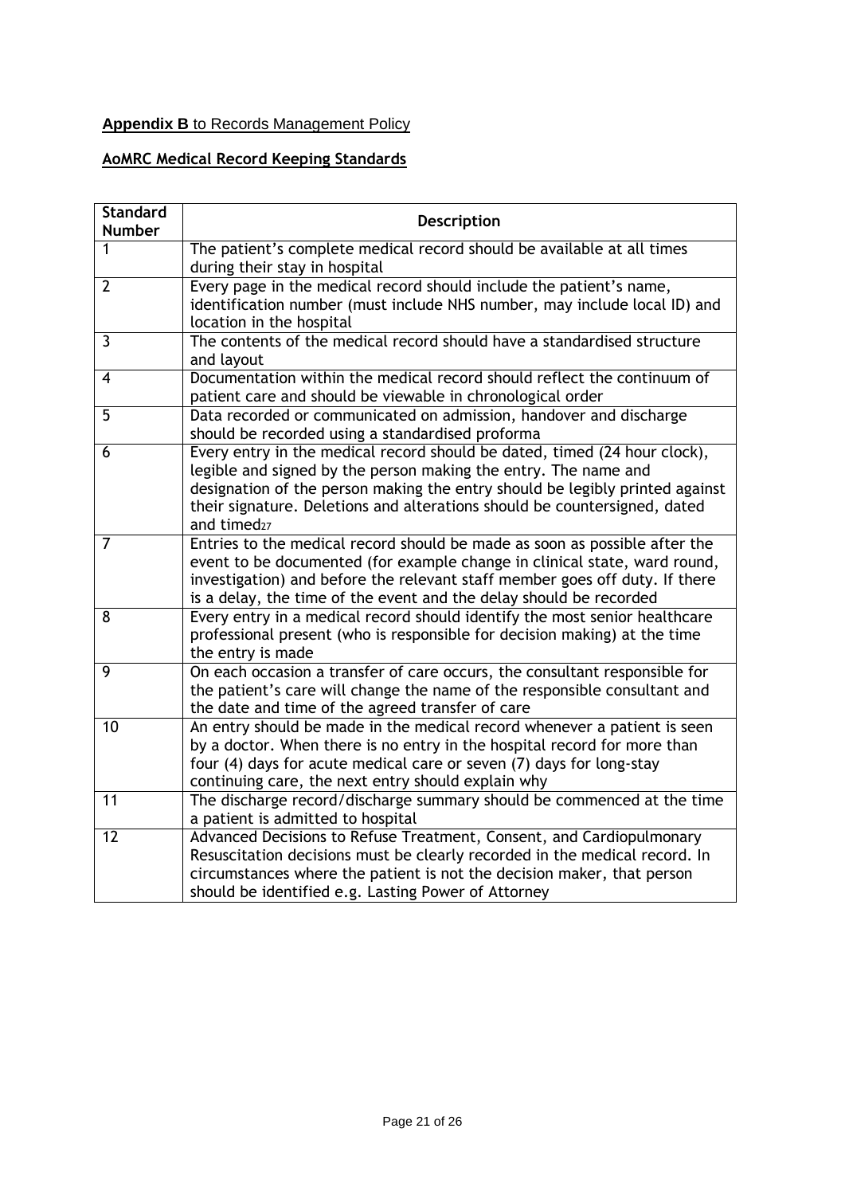**Appendix B** to Records Management Policy

**AoMRC Medical Record Keeping Standards**

| Standard Number | Description |
|---|---|
| 1 | The patient's complete medical record should be available at all times during their stay in hospital |
| 2 | Every page in the medical record should include the patient's name, identification number (must include NHS number, may include local ID) and location in the hospital |
| 3 | The contents of the medical record should have a standardised structure and layout |
| 4 | Documentation within the medical record should reflect the continuum of patient care and should be viewable in chronological order |
| 5 | Data recorded or communicated on admission, handover and discharge should be recorded using a standardised proforma |
| 6 | Every entry in the medical record should be dated, timed (24 hour clock), legible and signed by the person making the entry. The name and designation of the person making the entry should be legibly printed against their signature. Deletions and alterations should be countersigned, dated and timed[27] |
| 7 | Entries to the medical record should be made as soon as possible after the event to be documented (for example change in clinical state, ward round, investigation) and before the relevant staff member goes off duty. If there is a delay, the time of the event and the delay should be recorded |
| 8 | Every entry in a medical record should identify the most senior healthcare professional present (who is responsible for decision making) at the time the entry is made |
| 9 | On each occasion a transfer of care occurs, the consultant responsible for the patient's care will change the name of the responsible consultant and the date and time of the agreed transfer of care |
| 10 | An entry should be made in the medical record whenever a patient is seen by a doctor. When there is no entry in the hospital record for more than four (4) days for acute medical care or seven (7) days for long-stay continuing care, the next entry should explain why |
| 11 | The discharge record/discharge summary should be commenced at the time a patient is admitted to hospital |
| 12 | Advanced Decisions to Refuse Treatment, Consent, and Cardiopulmonary Resuscitation decisions must be clearly recorded in the medical record. In circumstances where the patient is not the decision maker, that person should be identified e.g. Lasting Power of Attorney |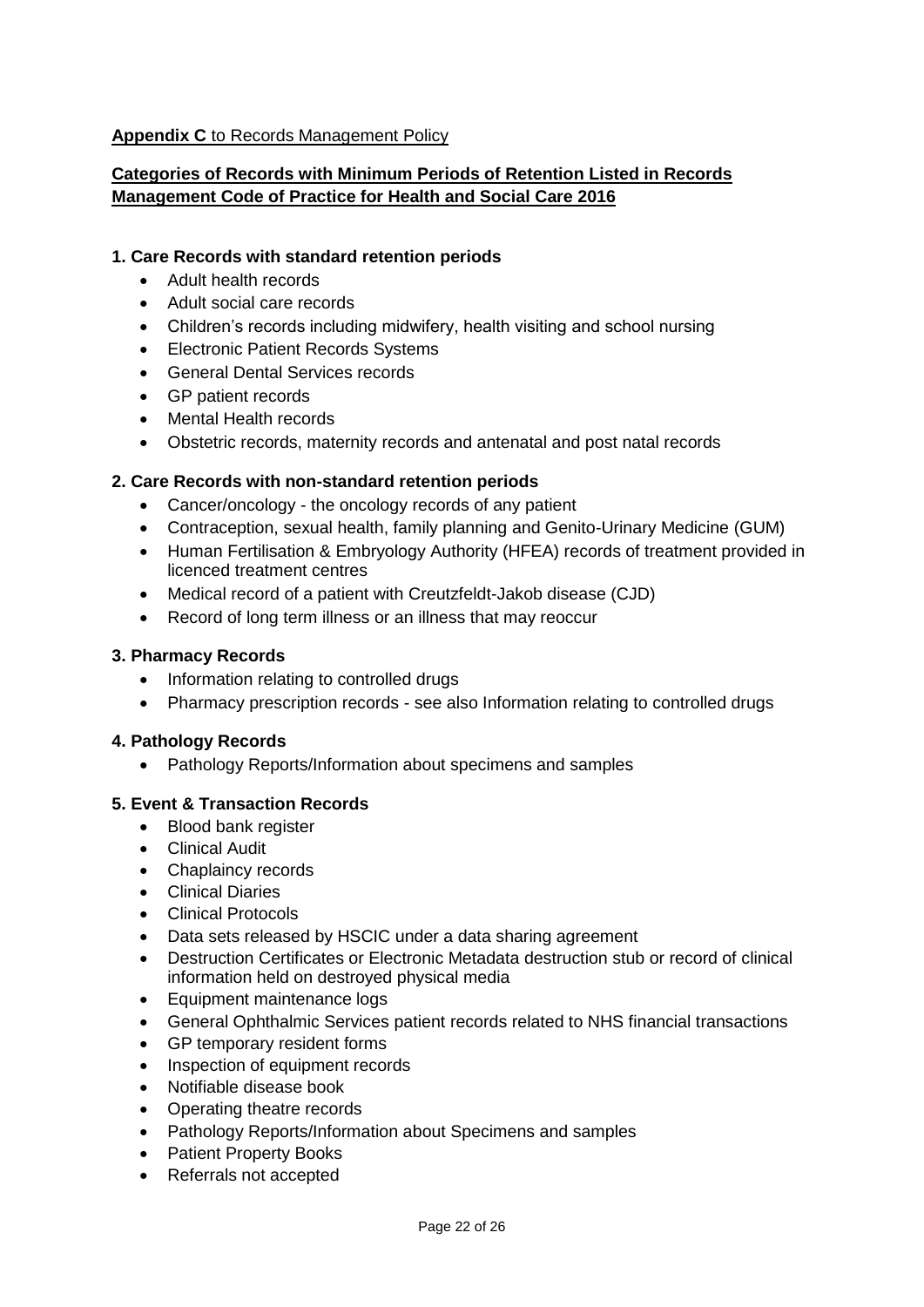**Appendix C** to Records Management Policy

## Categories of Records with Minimum Periods of Retention Listed in Records Management Code of Practice for Health and Social Care 2016

### 1. Care Records with standard retention periods

- Adult health records
- Adult social care records
- Children's records including midwifery, health visiting and school nursing
- Electronic Patient Records Systems
- General Dental Services records
- GP patient records
- Mental Health records
- Obstetric records, maternity records and antenatal and post natal records

### 2. Care Records with non-standard retention periods

- Cancer/oncology - the oncology records of any patient
- Contraception, sexual health, family planning and Genito-Urinary Medicine (GUM)
- Human Fertilisation & Embryology Authority (HFEA) records of treatment provided in licenced treatment centres
- Medical record of a patient with Creutzfeldt-Jakob disease (CJD)
- Record of long term illness or an illness that may reoccur

### 3. Pharmacy Records

- Information relating to controlled drugs
- Pharmacy prescription records - see also Information relating to controlled drugs

### 4. Pathology Records

- Pathology Reports/Information about specimens and samples

### 5. Event & Transaction Records

- Blood bank register
- Clinical Audit
- Chaplaincy records
- Clinical Diaries
- Clinical Protocols
- Data sets released by HSCIC under a data sharing agreement
- Destruction Certificates or Electronic Metadata destruction stub or record of clinical information held on destroyed physical media
- Equipment maintenance logs
- General Ophthalmic Services patient records related to NHS financial transactions
- GP temporary resident forms
- Inspection of equipment records
- Notifiable disease book
- Operating theatre records
- Pathology Reports/Information about Specimens and samples
- Patient Property Books
- Referrals not accepted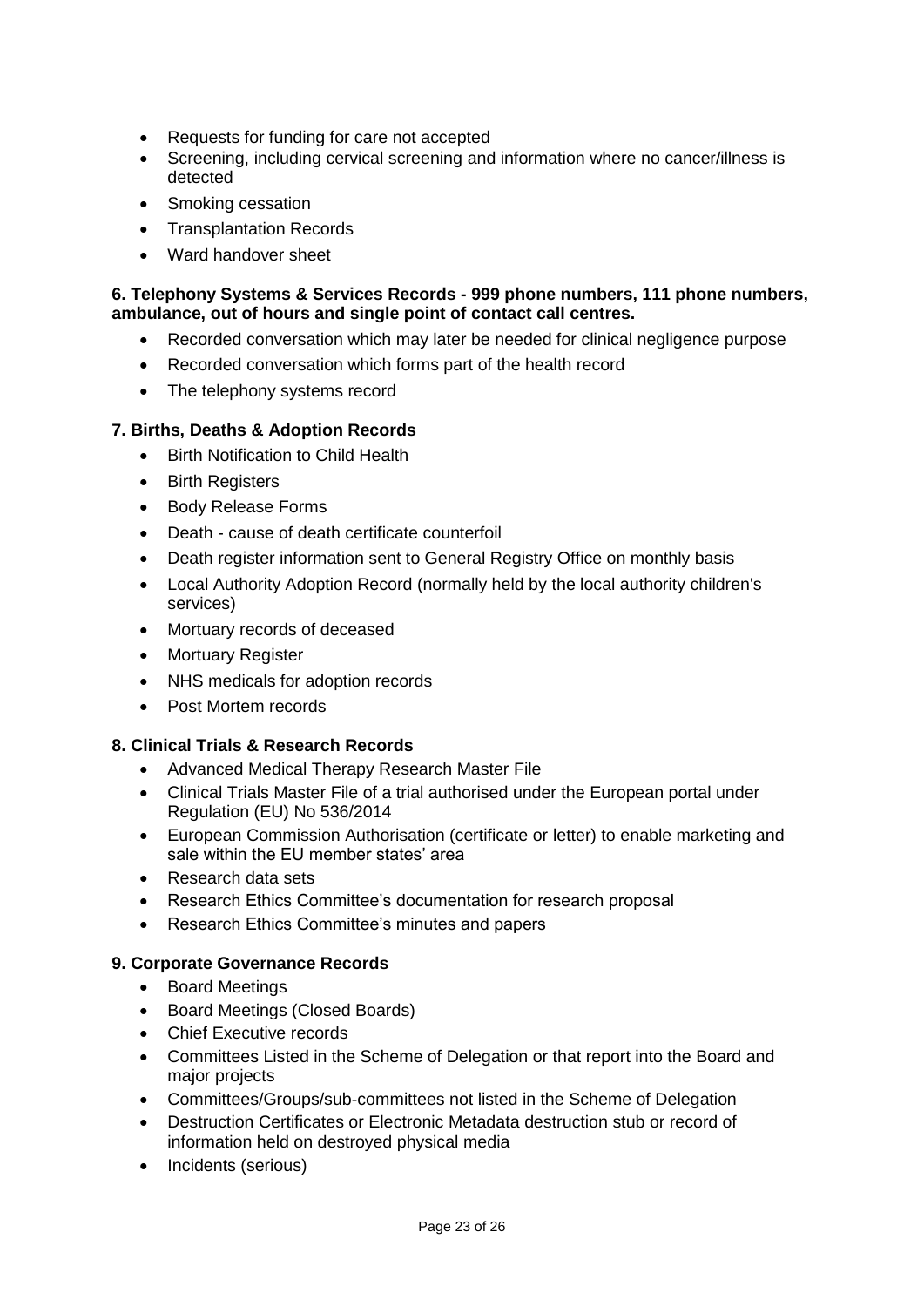- Requests for funding for care not accepted
- Screening, including cervical screening and information where no cancer/illness is detected
- Smoking cessation
- Transplantation Records
- Ward handover sheet

**6. Telephony Systems & Services Records - 999 phone numbers, 111 phone numbers, ambulance, out of hours and single point of contact call centres.**

- Recorded conversation which may later be needed for clinical negligence purpose
- Recorded conversation which forms part of the health record
- The telephony systems record

**7. Births, Deaths & Adoption Records**

- Birth Notification to Child Health
- Birth Registers
- Body Release Forms
- Death - cause of death certificate counterfoil
- Death register information sent to General Registry Office on monthly basis
- Local Authority Adoption Record (normally held by the local authority children's services)
- Mortuary records of deceased
- Mortuary Register
- NHS medicals for adoption records
- Post Mortem records

**8. Clinical Trials & Research Records**

- Advanced Medical Therapy Research Master File
- Clinical Trials Master File of a trial authorised under the European portal under Regulation (EU) No 536/2014
- European Commission Authorisation (certificate or letter) to enable marketing and sale within the EU member states' area
- Research data sets
- Research Ethics Committee's documentation for research proposal
- Research Ethics Committee's minutes and papers

**9. Corporate Governance Records**

- Board Meetings
- Board Meetings (Closed Boards)
- Chief Executive records
- Committees Listed in the Scheme of Delegation or that report into the Board and major projects
- Committees/Groups/sub-committees not listed in the Scheme of Delegation
- Destruction Certificates or Electronic Metadata destruction stub or record of information held on destroyed physical media
- Incidents (serious)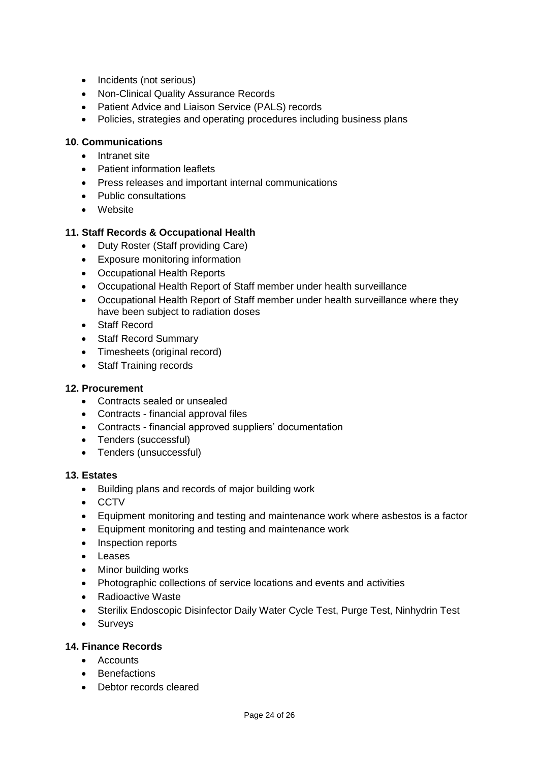- Incidents (not serious)
- Non-Clinical Quality Assurance Records
- Patient Advice and Liaison Service (PALS) records
- Policies, strategies and operating procedures including business plans

**10. Communications**

- Intranet site
- Patient information leaflets
- Press releases and important internal communications
- Public consultations
- Website

**11. Staff Records & Occupational Health**

- Duty Roster (Staff providing Care)
- Exposure monitoring information
- Occupational Health Reports
- Occupational Health Report of Staff member under health surveillance
- Occupational Health Report of Staff member under health surveillance where they have been subject to radiation doses
- Staff Record
- Staff Record Summary
- Timesheets (original record)
- Staff Training records

**12. Procurement**

- Contracts sealed or unsealed
- Contracts - financial approval files
- Contracts - financial approved suppliers' documentation
- Tenders (successful)
- Tenders (unsuccessful)

**13. Estates**

- Building plans and records of major building work
- CCTV
- Equipment monitoring and testing and maintenance work where asbestos is a factor
- Equipment monitoring and testing and maintenance work
- Inspection reports
- Leases
- Minor building works
- Photographic collections of service locations and events and activities
- Radioactive Waste
- Sterilix Endoscopic Disinfector Daily Water Cycle Test, Purge Test, Ninhydrin Test
- Surveys

**14. Finance Records**

- Accounts
- Benefactions
- Debtor records cleared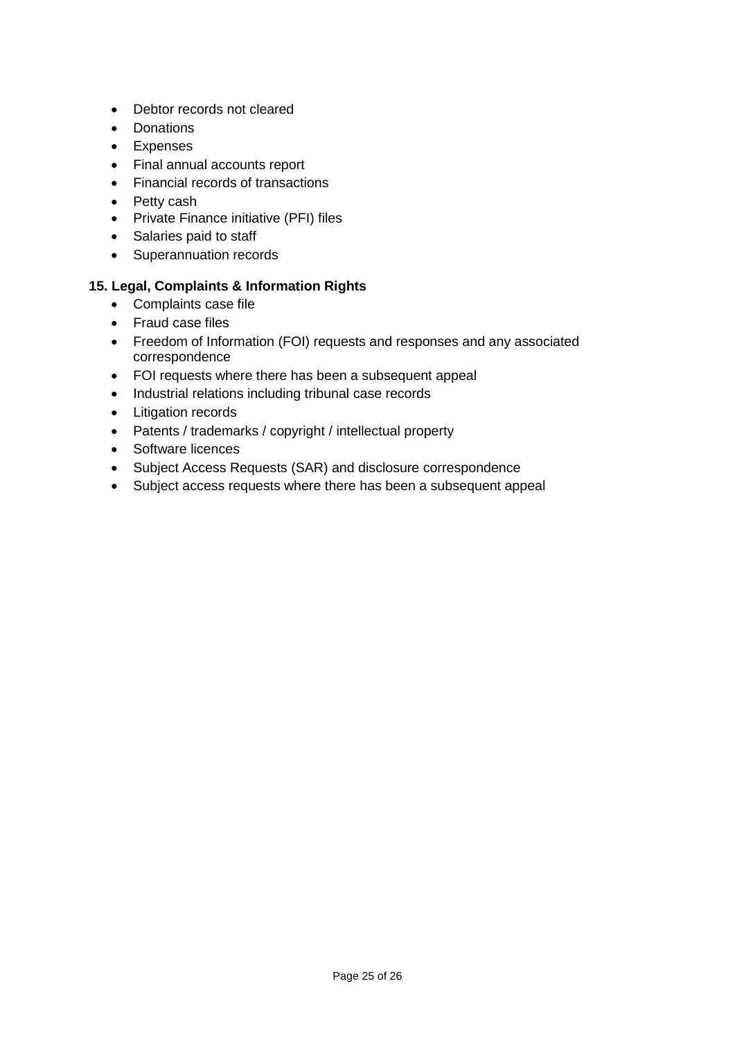- Debtor records not cleared
- Donations
- Expenses
- Final annual accounts report
- Financial records of transactions
- Petty cash
- Private Finance initiative (PFI) files
- Salaries paid to staff
- Superannuation records

**15. Legal, Complaints & Information Rights**

- Complaints case file
- Fraud case files
- Freedom of Information (FOI) requests and responses and any associated correspondence
- FOI requests where there has been a subsequent appeal
- Industrial relations including tribunal case records
- Litigation records
- Patents / trademarks / copyright / intellectual property
- Software licences
- Subject Access Requests (SAR) and disclosure correspondence
- Subject access requests where there has been a subsequent appeal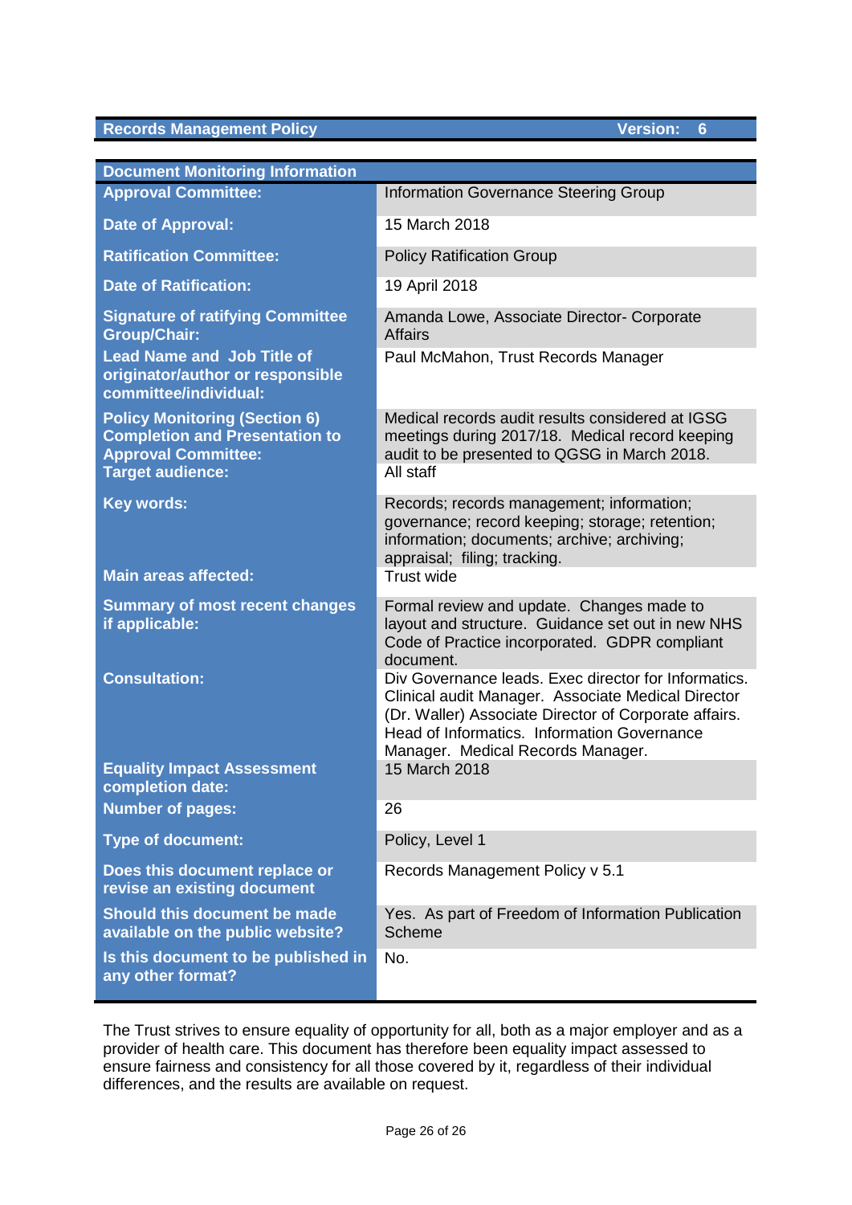| Records Management Policy | Version: 6 |
|---|---|

| Document Monitoring Information | |
|---|---|
| **Approval Committee:** | Information Governance Steering Group |
| **Date of Approval:** | 15 March 2018 |
| **Ratification Committee:** | Policy Ratification Group |
| **Date of Ratification:** | 19 April 2018 |
| **Signature of ratifying Committee Group/Chair:** | Amanda Lowe, Associate Director- Corporate Affairs |
| **Lead Name and Job Title of originator/author or responsible committee/individual:** | Paul McMahon, Trust Records Manager |
| **Policy Monitoring (Section 6) Completion and Presentation to Approval Committee:** | Medical records audit results considered at IGSG meetings during 2017/18. Medical record keeping audit to be presented to QGSG in March 2018. |
| **Target audience:** | All staff |
| **Key words:** | Records; records management; information; governance; record keeping; storage; retention; information; documents; archive; archiving; appraisal; filing; tracking. |
| **Main areas affected:** | Trust wide |
| **Summary of most recent changes if applicable:** | Formal review and update. Changes made to layout and structure. Guidance set out in new NHS Code of Practice incorporated. GDPR compliant document. |
| **Consultation:** | Div Governance leads. Exec director for Informatics. Clinical audit Manager. Associate Medical Director (Dr. Waller) Associate Director of Corporate affairs. Head of Informatics. Information Governance Manager. Medical Records Manager. |
| **Equality Impact Assessment completion date:** | 15 March 2018 |
| **Number of pages:** | 26 |
| **Type of document:** | Policy, Level 1 |
| **Does this document replace or revise an existing document** | Records Management Policy v 5.1 |
| **Should this document be made available on the public website?** | Yes. As part of Freedom of Information Publication Scheme |
| **Is this document to be published in any other format?** | No. |

The Trust strives to ensure equality of opportunity for all, both as a major employer and as a provider of health care. This document has therefore been equality impact assessed to ensure fairness and consistency for all those covered by it, regardless of their individual differences, and the results are available on request.